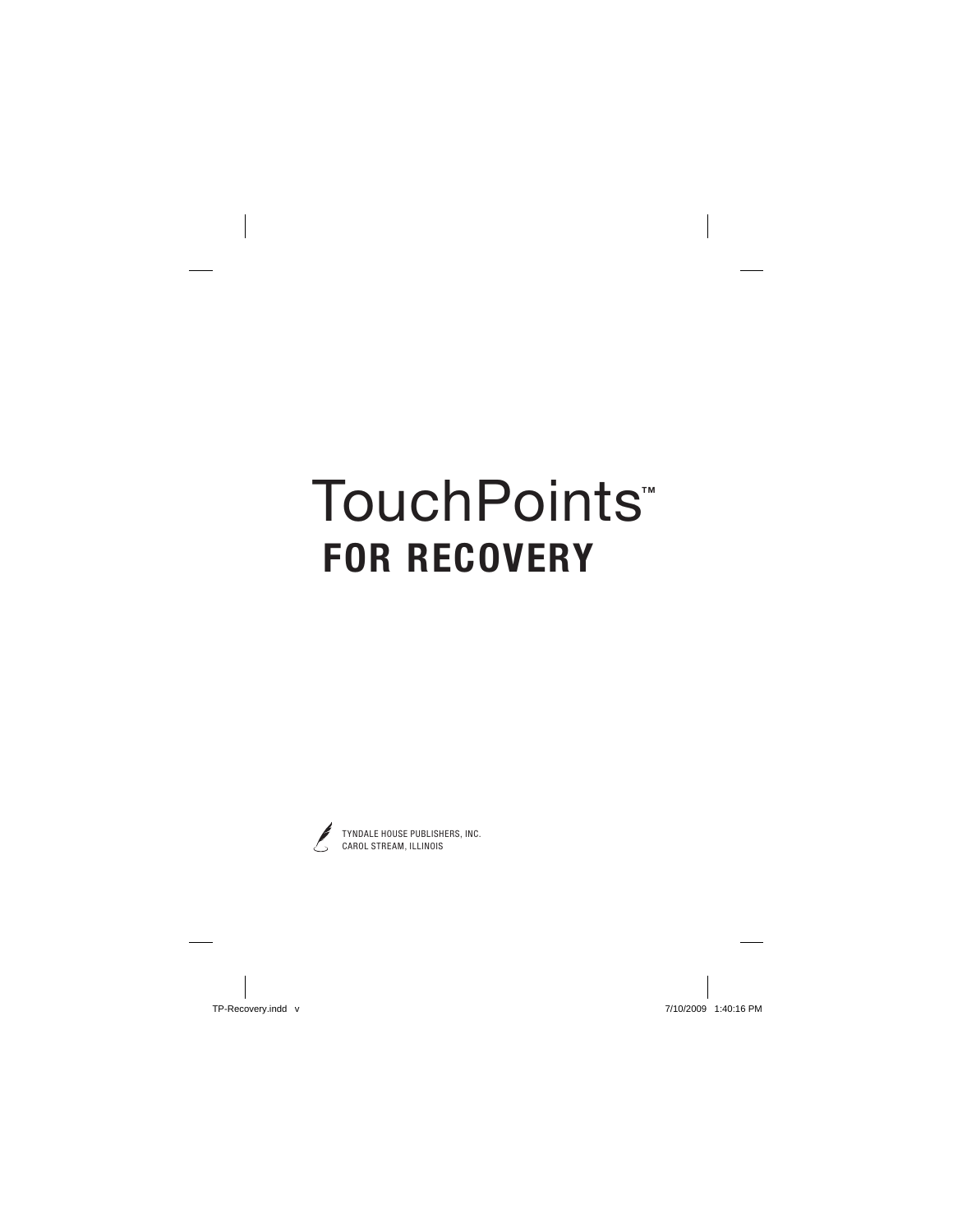# TouchPoints™

## FOR RECOVERY

TYNDALE HOUSE PUBLISHERS, INC.
CAROL STREAM, ILLINOIS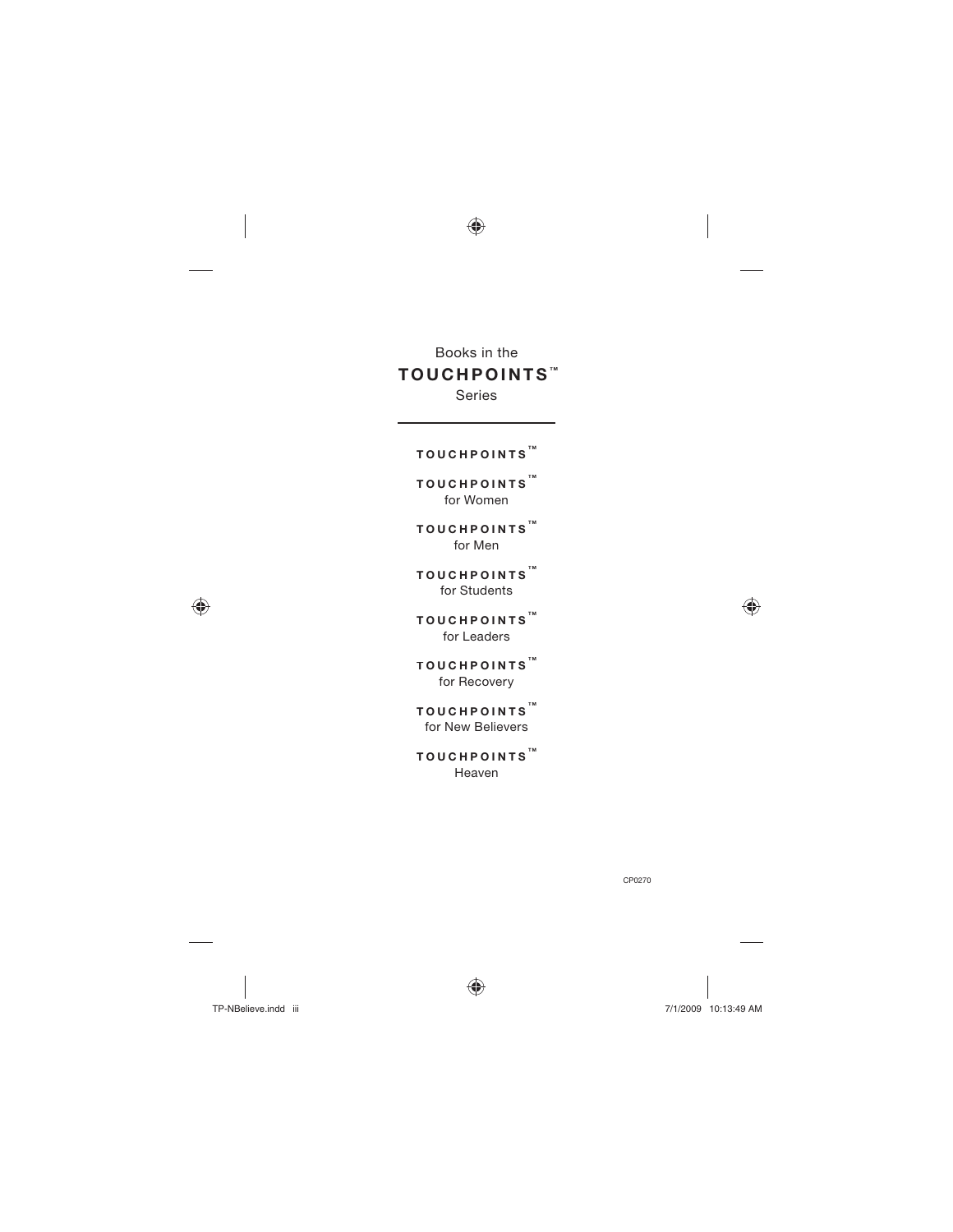Books in the

# TOUCHPOINTS™

Series

---

**TOUCHPOINTS™**

**TOUCHPOINTS™**
for Women

**TOUCHPOINTS™**
for Men

**TOUCHPOINTS™**
for Students

**TOUCHPOINTS™**
for Leaders

**TOUCHPOINTS™**
for Recovery

**TOUCHPOINTS™**
for New Believers

**TOUCHPOINTS™**
Heaven

CP0270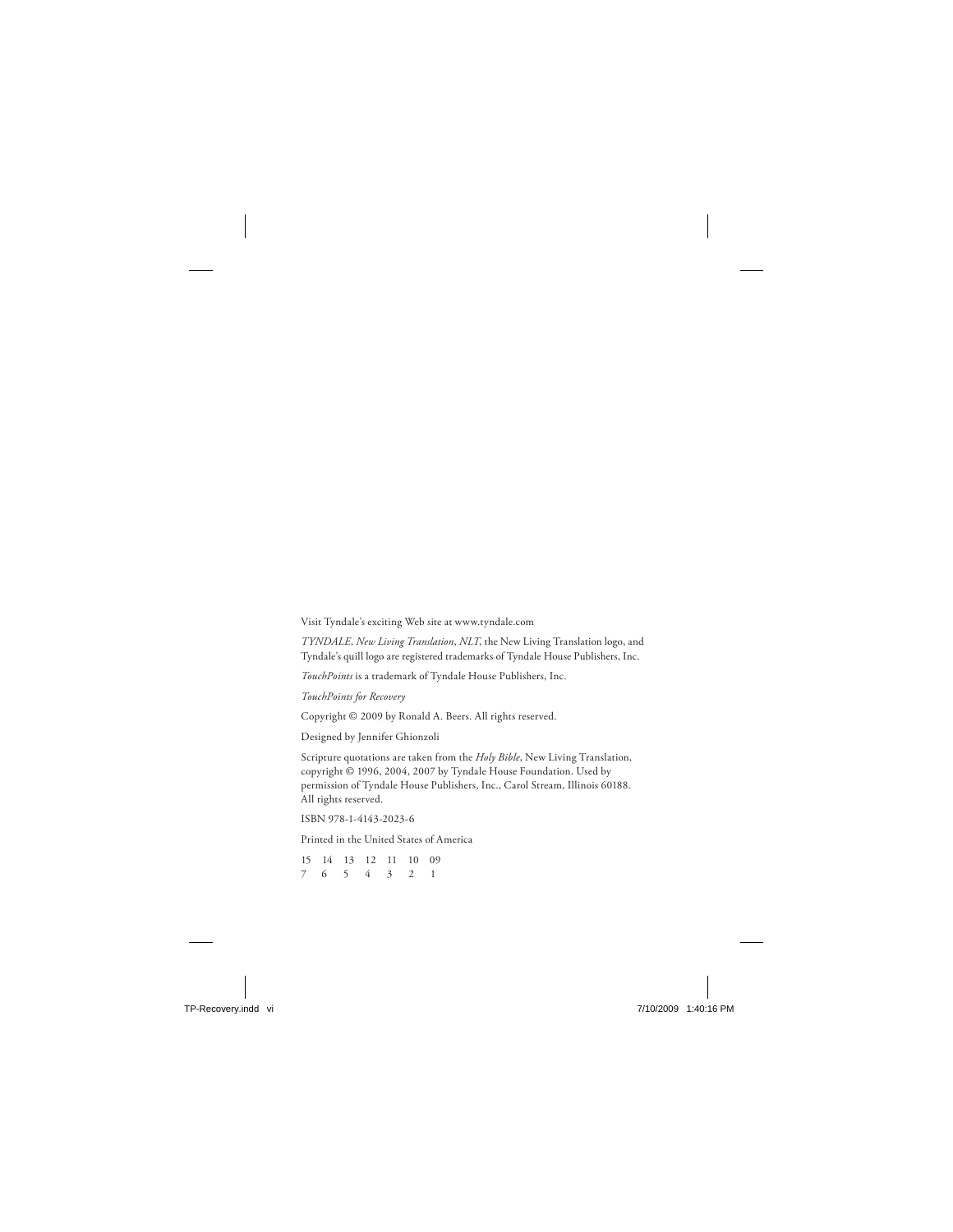Visit Tyndale's exciting Web site at www.tyndale.com

*TYNDALE*, *New Living Translation*, *NLT*, the New Living Translation logo, and Tyndale's quill logo are registered trademarks of Tyndale House Publishers, Inc.

*TouchPoints* is a trademark of Tyndale House Publishers, Inc.

*TouchPoints for Recovery*

Copyright © 2009 by Ronald A. Beers. All rights reserved.

Designed by Jennifer Ghionzoli

Scripture quotations are taken from the *Holy Bible*, New Living Translation, copyright © 1996, 2004, 2007 by Tyndale House Foundation. Used by permission of Tyndale House Publishers, Inc., Carol Stream, Illinois 60188. All rights reserved.

ISBN 978-1-4143-2023-6

Printed in the United States of America

15 14 13 12 11 10 09
7 6 5 4 3 2 1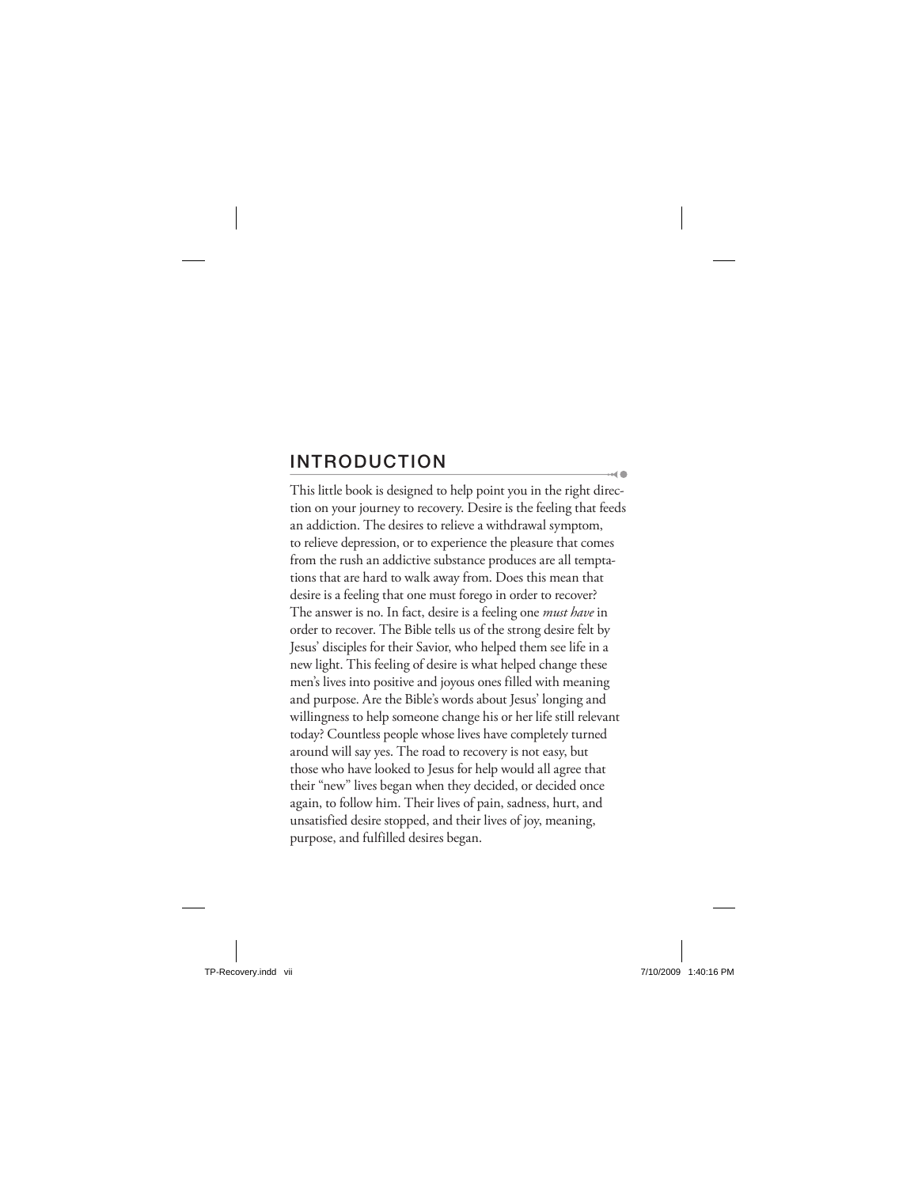## INTRODUCTION

This little book is designed to help point you in the right direction on your journey to recovery. Desire is the feeling that feeds an addiction. The desires to relieve a withdrawal symptom, to relieve depression, or to experience the pleasure that comes from the rush an addictive substance produces are all temptations that are hard to walk away from. Does this mean that desire is a feeling that one must forego in order to recover? The answer is no. In fact, desire is a feeling one *must have* in order to recover. The Bible tells us of the strong desire felt by Jesus' disciples for their Savior, who helped them see life in a new light. This feeling of desire is what helped change these men's lives into positive and joyous ones filled with meaning and purpose. Are the Bible's words about Jesus' longing and willingness to help someone change his or her life still relevant today? Countless people whose lives have completely turned around will say yes. The road to recovery is not easy, but those who have looked to Jesus for help would all agree that their "new" lives began when they decided, or decided once again, to follow him. Their lives of pain, sadness, hurt, and unsatisfied desire stopped, and their lives of joy, meaning, purpose, and fulfilled desires began.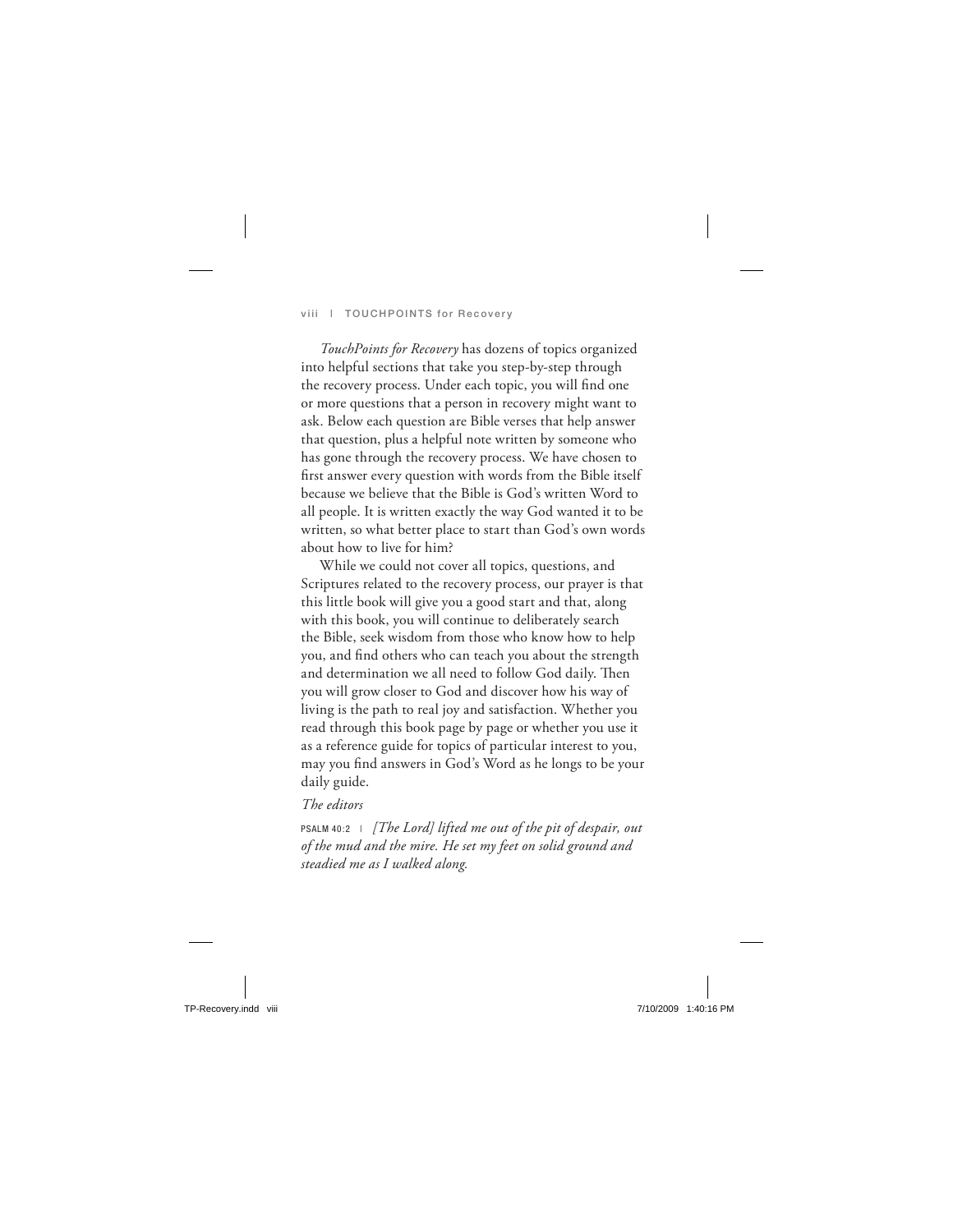*TouchPoints for Recovery* has dozens of topics organized into helpful sections that take you step-by-step through the recovery process. Under each topic, you will find one or more questions that a person in recovery might want to ask. Below each question are Bible verses that help answer that question, plus a helpful note written by someone who has gone through the recovery process. We have chosen to first answer every question with words from the Bible itself because we believe that the Bible is God's written Word to all people. It is written exactly the way God wanted it to be written, so what better place to start than God's own words about how to live for him?

While we could not cover all topics, questions, and Scriptures related to the recovery process, our prayer is that this little book will give you a good start and that, along with this book, you will continue to deliberately search the Bible, seek wisdom from those who know how to help you, and find others who can teach you about the strength and determination we all need to follow God daily. Then you will grow closer to God and discover how his way of living is the path to real joy and satisfaction. Whether you read through this book page by page or whether you use it as a reference guide for topics of particular interest to you, may you find answers in God's Word as he longs to be your daily guide.

*The editors*

PSALM 40:2 | *[The Lord] lifted me out of the pit of despair, out of the mud and the mire. He set my feet on solid ground and steadied me as I walked along.*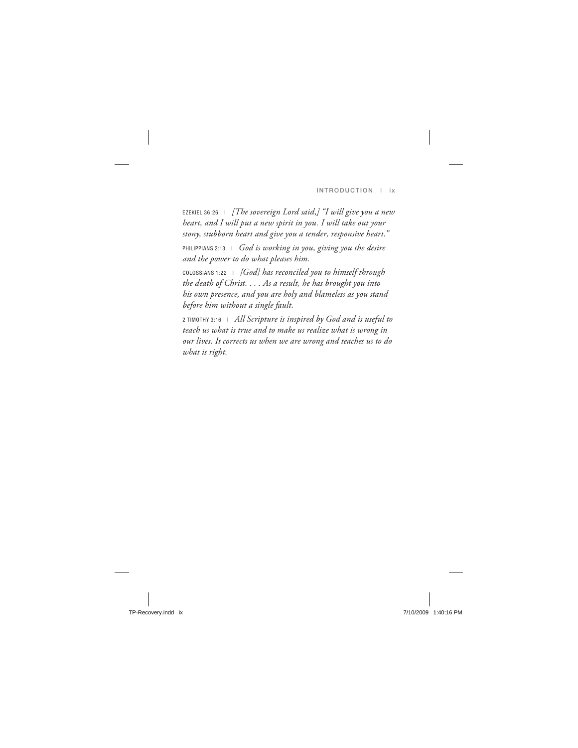EZEKIEL 36:26 | *[The sovereign Lord said,] "I will give you a new heart, and I will put a new spirit in you. I will take out your stony, stubborn heart and give you a tender, responsive heart."*

PHILIPPIANS 2:13 | *God is working in you, giving you the desire and the power to do what pleases him.*

COLOSSIANS 1:22 | *[God] has reconciled you to himself through the death of Christ. . . . As a result, he has brought you into his own presence, and you are holy and blameless as you stand before him without a single fault.*

2 TIMOTHY 3:16 | *All Scripture is inspired by God and is useful to teach us what is true and to make us realize what is wrong in our lives. It corrects us when we are wrong and teaches us to do what is right.*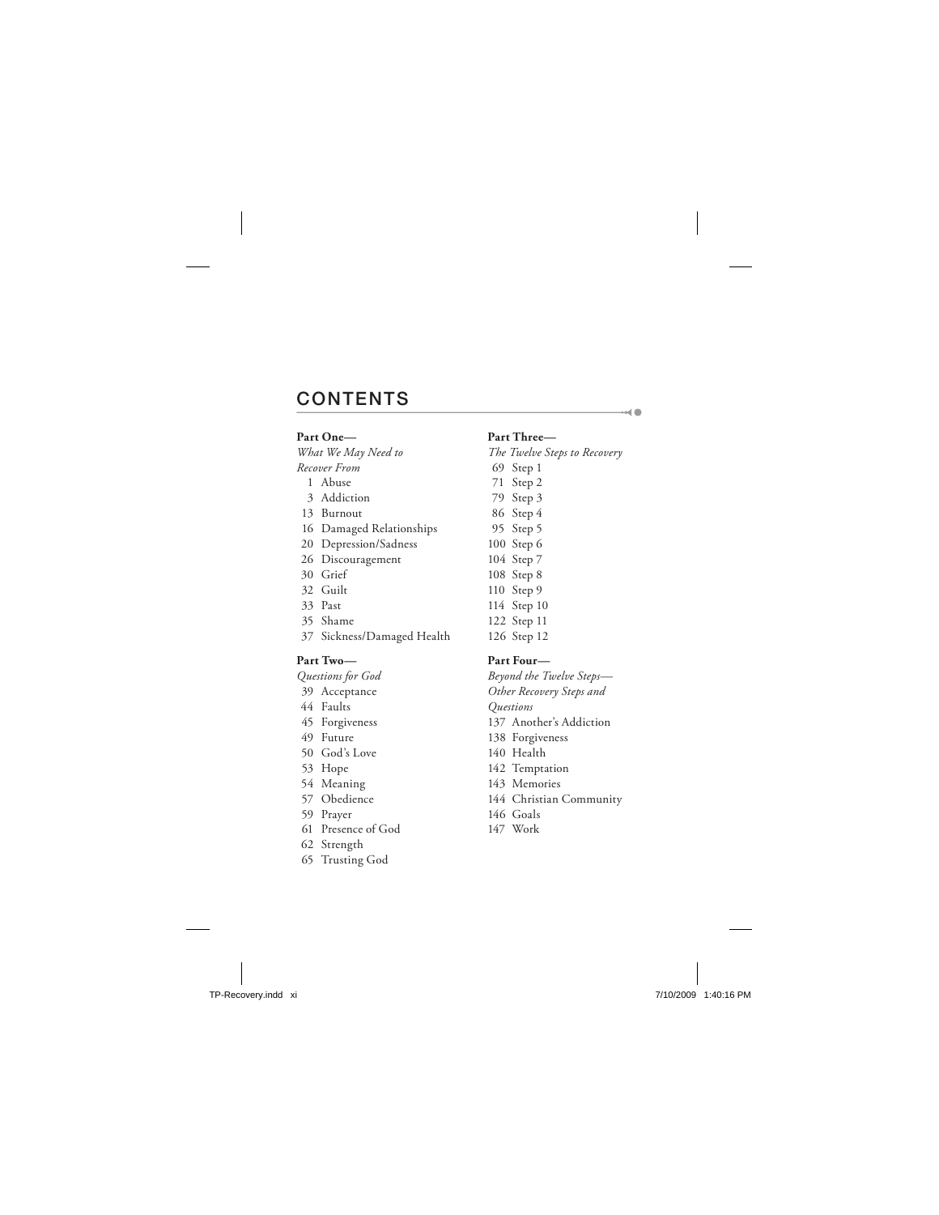# CONTENTS

**Part One—**
*What We May Need to Recover From*

1 Abuse
3 Addiction
13 Burnout
16 Damaged Relationships
20 Depression/Sadness
26 Discouragement
30 Grief
32 Guilt
33 Past
35 Shame
37 Sickness/Damaged Health

**Part Two—**
*Questions for God*

39 Acceptance
44 Faults
45 Forgiveness
49 Future
50 God's Love
53 Hope
54 Meaning
57 Obedience
59 Prayer
61 Presence of God
62 Strength
65 Trusting God

**Part Three—**
*The Twelve Steps to Recovery*

69 Step 1
71 Step 2
79 Step 3
86 Step 4
95 Step 5
100 Step 6
104 Step 7
108 Step 8
110 Step 9
114 Step 10
122 Step 11
126 Step 12

**Part Four—**
*Beyond the Twelve Steps—Other Recovery Steps and Questions*

137 Another's Addiction
138 Forgiveness
140 Health
142 Temptation
143 Memories
144 Christian Community
146 Goals
147 Work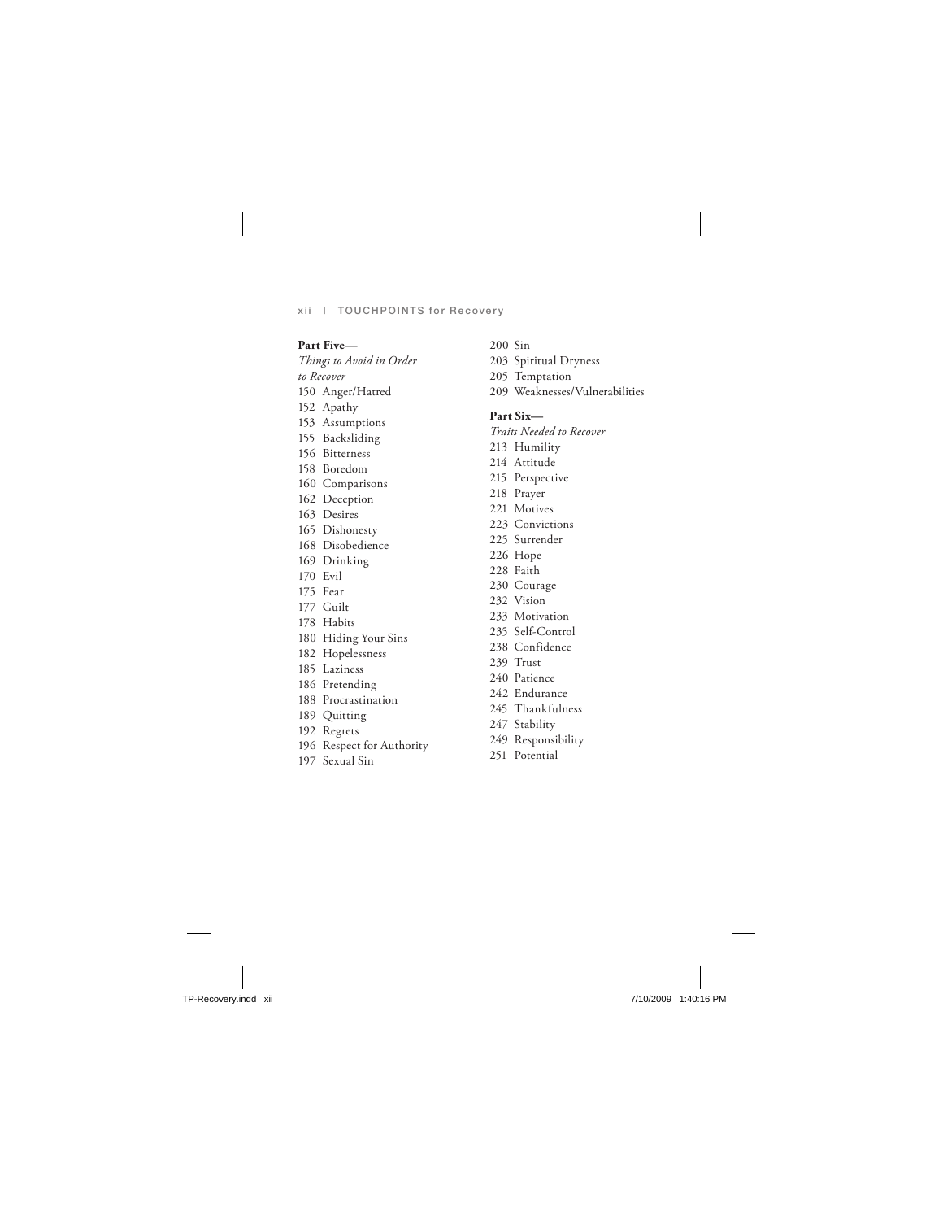**Part Five—**
*Things to Avoid in Order to Recover*

150 Anger/Hatred
152 Apathy
153 Assumptions
155 Backsliding
156 Bitterness
158 Boredom
160 Comparisons
162 Deception
163 Desires
165 Dishonesty
168 Disobedience
169 Drinking
170 Evil
175 Fear
177 Guilt
178 Habits
180 Hiding Your Sins
182 Hopelessness
185 Laziness
186 Pretending
188 Procrastination
189 Quitting
192 Regrets
196 Respect for Authority
197 Sexual Sin
200 Sin
203 Spiritual Dryness
205 Temptation
209 Weaknesses/Vulnerabilities

**Part Six—**
*Traits Needed to Recover*

213 Humility
214 Attitude
215 Perspective
218 Prayer
221 Motives
223 Convictions
225 Surrender
226 Hope
228 Faith
230 Courage
232 Vision
233 Motivation
235 Self-Control
238 Confidence
239 Trust
240 Patience
242 Endurance
245 Thankfulness
247 Stability
249 Responsibility
251 Potential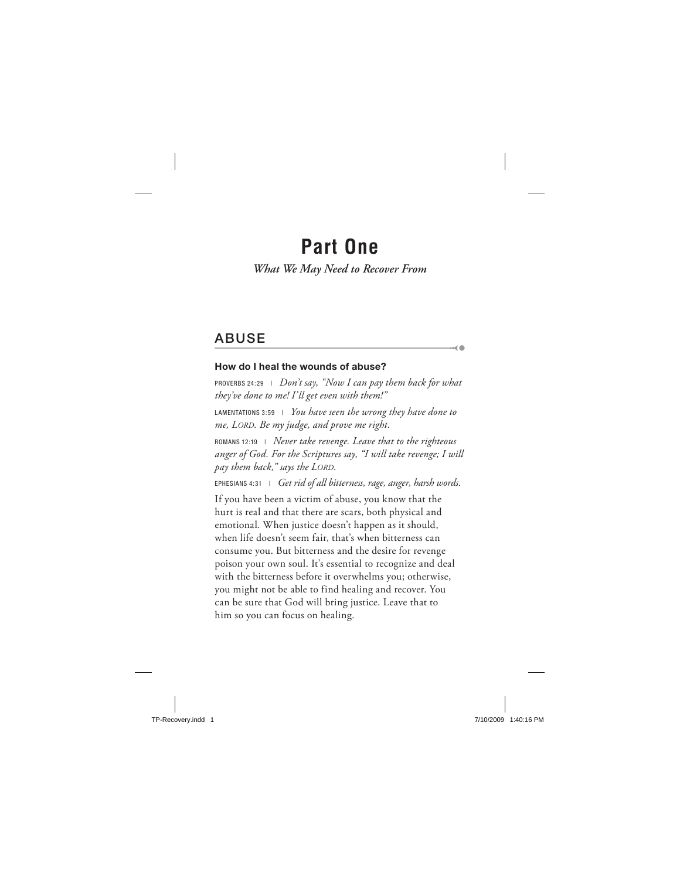# Part One

*What We May Need to Recover From*

## ABUSE

### How do I heal the wounds of abuse?

PROVERBS 24:29 | *Don't say, "Now I can pay them back for what they've done to me! I'll get even with them!"*

LAMENTATIONS 3:59 | *You have seen the wrong they have done to me, LORD. Be my judge, and prove me right.*

ROMANS 12:19 | *Never take revenge. Leave that to the righteous anger of God. For the Scriptures say, "I will take revenge; I will pay them back," says the LORD.*

EPHESIANS 4:31 | *Get rid of all bitterness, rage, anger, harsh words.*

If you have been a victim of abuse, you know that the hurt is real and that there are scars, both physical and emotional. When justice doesn't happen as it should, when life doesn't seem fair, that's when bitterness can consume you. But bitterness and the desire for revenge poison your own soul. It's essential to recognize and deal with the bitterness before it overwhelms you; otherwise, you might not be able to find healing and recover. You can be sure that God will bring justice. Leave that to him so you can focus on healing.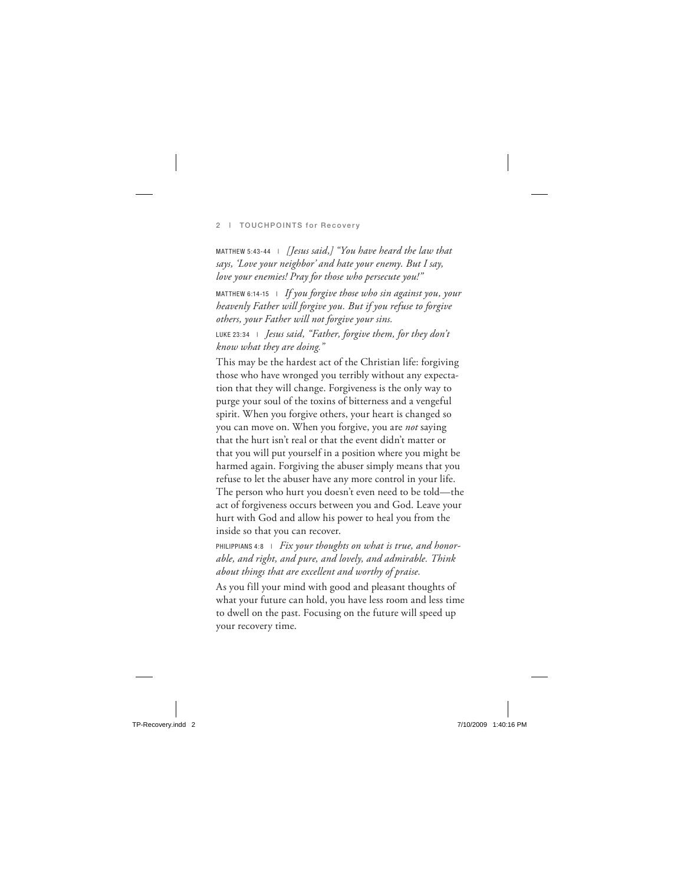MATTHEW 5:43-44 | *[Jesus said,] "You have heard the law that says, 'Love your neighbor' and hate your enemy. But I say, love your enemies! Pray for those who persecute you!"*

MATTHEW 6:14-15 | *If you forgive those who sin against you, your heavenly Father will forgive you. But if you refuse to forgive others, your Father will not forgive your sins.*

LUKE 23:34 | *Jesus said, "Father, forgive them, for they don't know what they are doing."*

This may be the hardest act of the Christian life: forgiving those who have wronged you terribly without any expectation that they will change. Forgiveness is the only way to purge your soul of the toxins of bitterness and a vengeful spirit. When you forgive others, your heart is changed so you can move on. When you forgive, you are *not* saying that the hurt isn't real or that the event didn't matter or that you will put yourself in a position where you might be harmed again. Forgiving the abuser simply means that you refuse to let the abuser have any more control in your life. The person who hurt you doesn't even need to be told—the act of forgiveness occurs between you and God. Leave your hurt with God and allow his power to heal you from the inside so that you can recover.

PHILIPPIANS 4:8 | *Fix your thoughts on what is true, and honorable, and right, and pure, and lovely, and admirable. Think about things that are excellent and worthy of praise.*

As you fill your mind with good and pleasant thoughts of what your future can hold, you have less room and less time to dwell on the past. Focusing on the future will speed up your recovery time.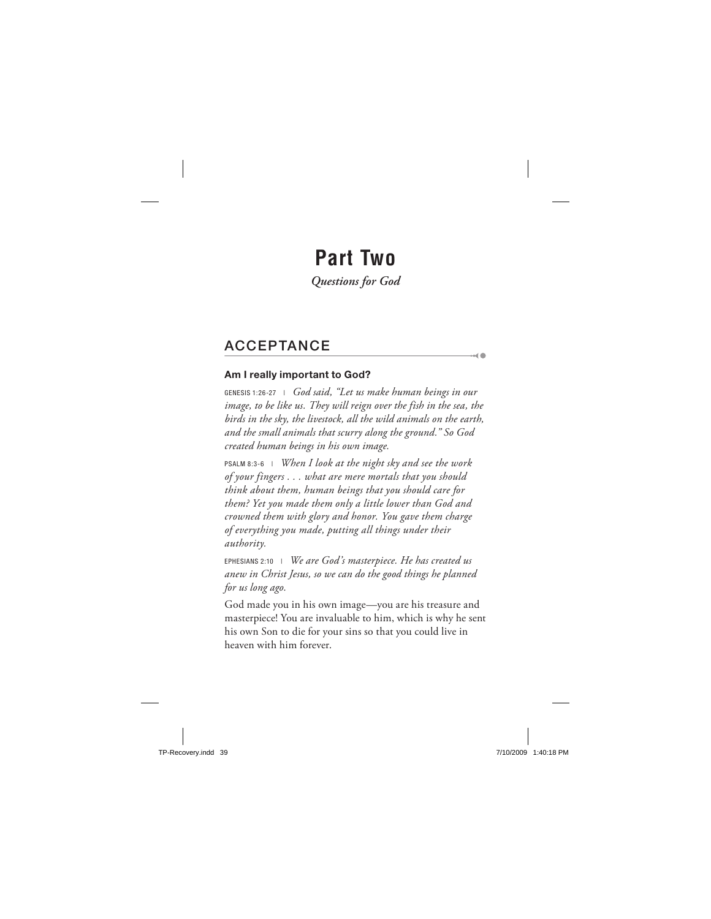# Part Two

*Questions for God*

## ACCEPTANCE

### Am I really important to God?

GENESIS 1:26-27 | *God said, "Let us make human beings in our image, to be like us. They will reign over the fish in the sea, the birds in the sky, the livestock, all the wild animals on the earth, and the small animals that scurry along the ground." So God created human beings in his own image.*

PSALM 8:3-6 | *When I look at the night sky and see the work of your fingers . . . what are mere mortals that you should think about them, human beings that you should care for them? Yet you made them only a little lower than God and crowned them with glory and honor. You gave them charge of everything you made, putting all things under their authority.*

EPHESIANS 2:10 | *We are God's masterpiece. He has created us anew in Christ Jesus, so we can do the good things he planned for us long ago.*

God made you in his own image—you are his treasure and masterpiece! You are invaluable to him, which is why he sent his own Son to die for your sins so that you could live in heaven with him forever.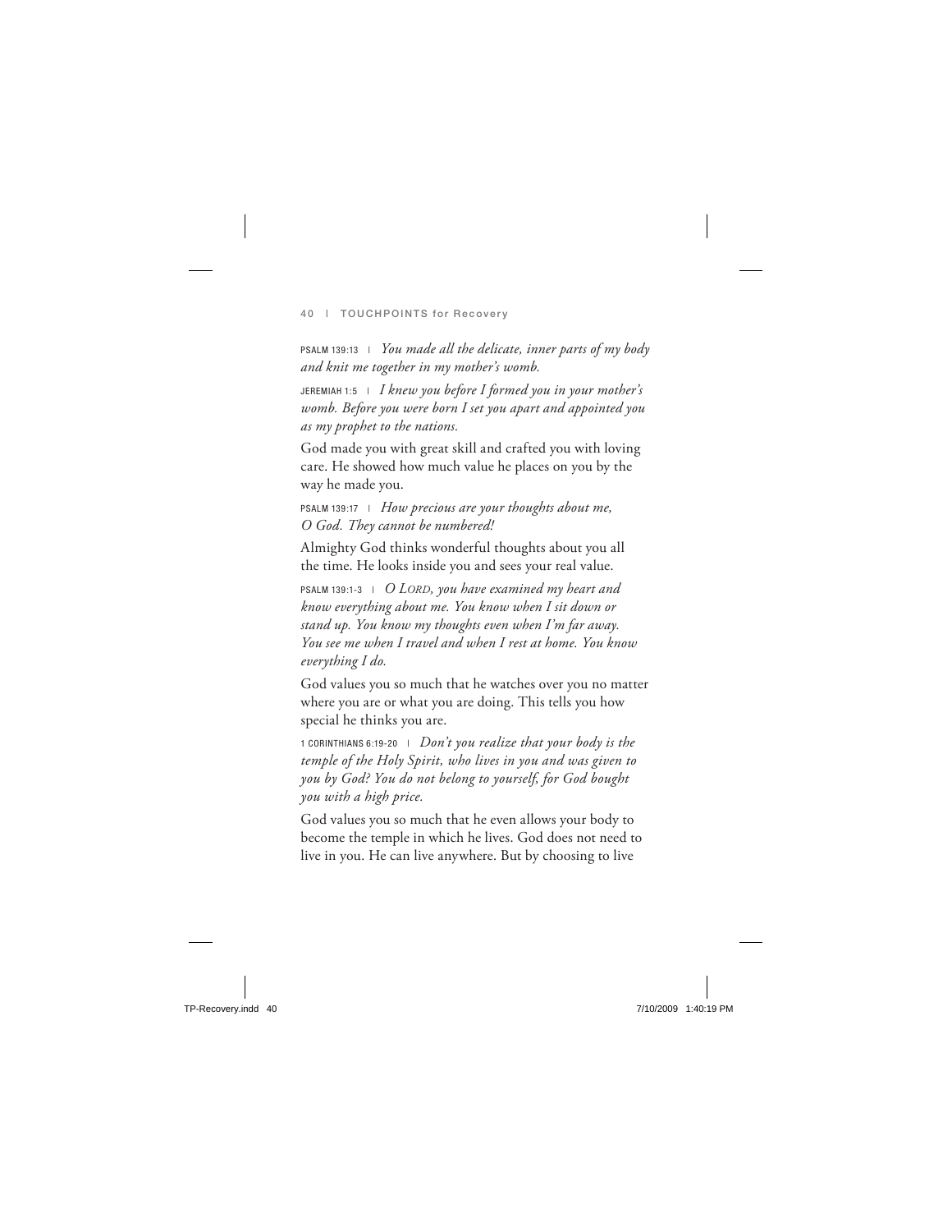PSALM 139:13 | *You made all the delicate, inner parts of my body and knit me together in my mother's womb.*

JEREMIAH 1:5 | *I knew you before I formed you in your mother's womb. Before you were born I set you apart and appointed you as my prophet to the nations.*

God made you with great skill and crafted you with loving care. He showed how much value he places on you by the way he made you.

PSALM 139:17 | *How precious are your thoughts about me, O God. They cannot be numbered!*

Almighty God thinks wonderful thoughts about you all the time. He looks inside you and sees your real value.

PSALM 139:1-3 | *O LORD, you have examined my heart and know everything about me. You know when I sit down or stand up. You know my thoughts even when I'm far away. You see me when I travel and when I rest at home. You know everything I do.*

God values you so much that he watches over you no matter where you are or what you are doing. This tells you how special he thinks you are.

1 CORINTHIANS 6:19-20 | *Don't you realize that your body is the temple of the Holy Spirit, who lives in you and was given to you by God? You do not belong to yourself, for God bought you with a high price.*

God values you so much that he even allows your body to become the temple in which he lives. God does not need to live in you. He can live anywhere. But by choosing to live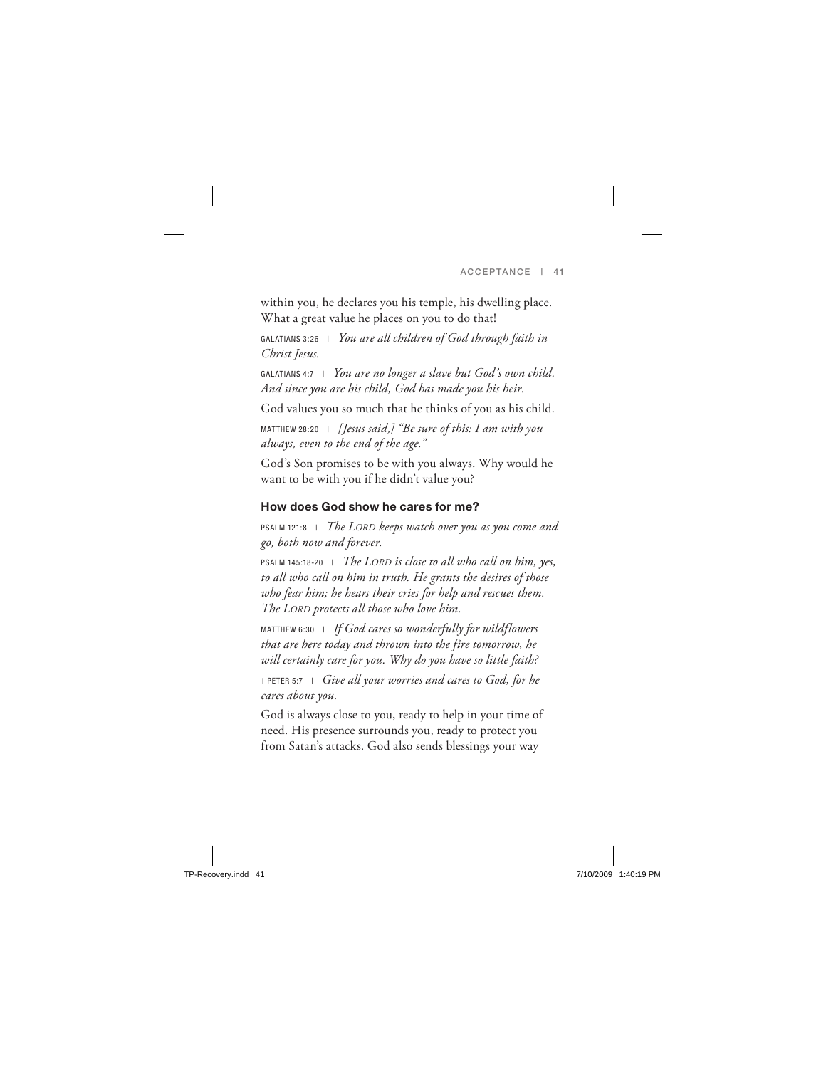within you, he declares you his temple, his dwelling place. What a great value he places on you to do that!

GALATIANS 3:26 | *You are all children of God through faith in Christ Jesus.*

GALATIANS 4:7 | *You are no longer a slave but God's own child. And since you are his child, God has made you his heir.*

God values you so much that he thinks of you as his child.

MATTHEW 28:20 | *[Jesus said,] "Be sure of this: I am with you always, even to the end of the age."*

God's Son promises to be with you always. Why would he want to be with you if he didn't value you?

### How does God show he cares for me?

PSALM 121:8 | *The LORD keeps watch over you as you come and go, both now and forever.*

PSALM 145:18-20 | *The LORD is close to all who call on him, yes, to all who call on him in truth. He grants the desires of those who fear him; he hears their cries for help and rescues them. The LORD protects all those who love him.*

MATTHEW 6:30 | *If God cares so wonderfully for wildflowers that are here today and thrown into the fire tomorrow, he will certainly care for you. Why do you have so little faith?*

1 PETER 5:7 | *Give all your worries and cares to God, for he cares about you.*

God is always close to you, ready to help in your time of need. His presence surrounds you, ready to protect you from Satan's attacks. God also sends blessings your way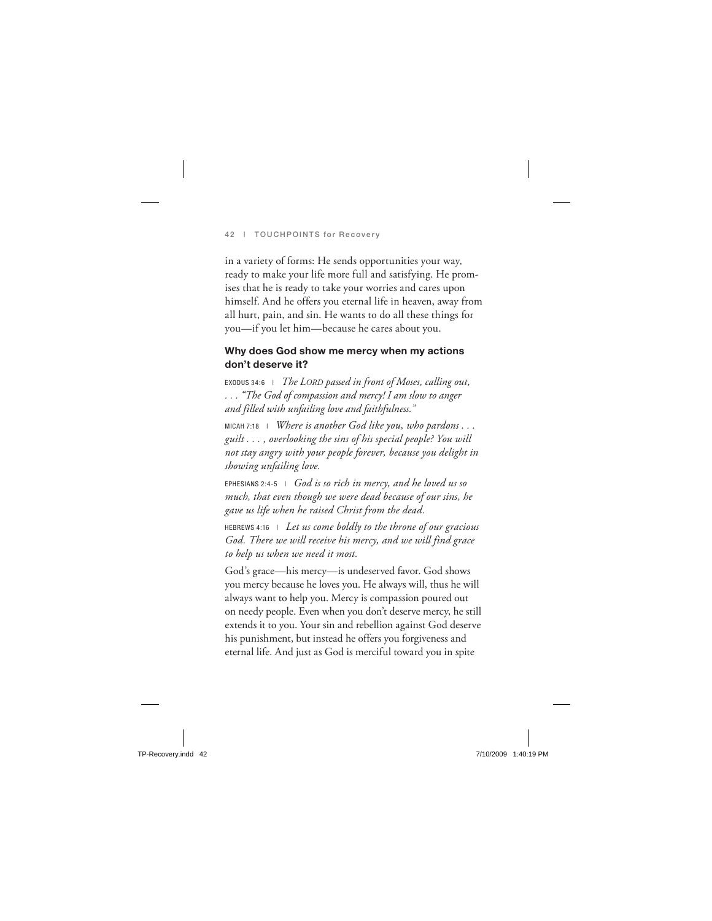in a variety of forms: He sends opportunities your way, ready to make your life more full and satisfying. He promises that he is ready to take your worries and cares upon himself. And he offers you eternal life in heaven, away from all hurt, pain, and sin. He wants to do all these things for you—if you let him—because he cares about you.

### Why does God show me mercy when my actions don't deserve it?

EXODUS 34:6 | *The LORD passed in front of Moses, calling out, . . . "The God of compassion and mercy! I am slow to anger and filled with unfailing love and faithfulness."*

MICAH 7:18 | *Where is another God like you, who pardons . . . guilt . . . , overlooking the sins of his special people? You will not stay angry with your people forever, because you delight in showing unfailing love.*

EPHESIANS 2:4-5 | *God is so rich in mercy, and he loved us so much, that even though we were dead because of our sins, he gave us life when he raised Christ from the dead.*

HEBREWS 4:16 | *Let us come boldly to the throne of our gracious God. There we will receive his mercy, and we will find grace to help us when we need it most.*

God's grace—his mercy—is undeserved favor. God shows you mercy because he loves you. He always will, thus he will always want to help you. Mercy is compassion poured out on needy people. Even when you don't deserve mercy, he still extends it to you. Your sin and rebellion against God deserve his punishment, but instead he offers you forgiveness and eternal life. And just as God is merciful toward you in spite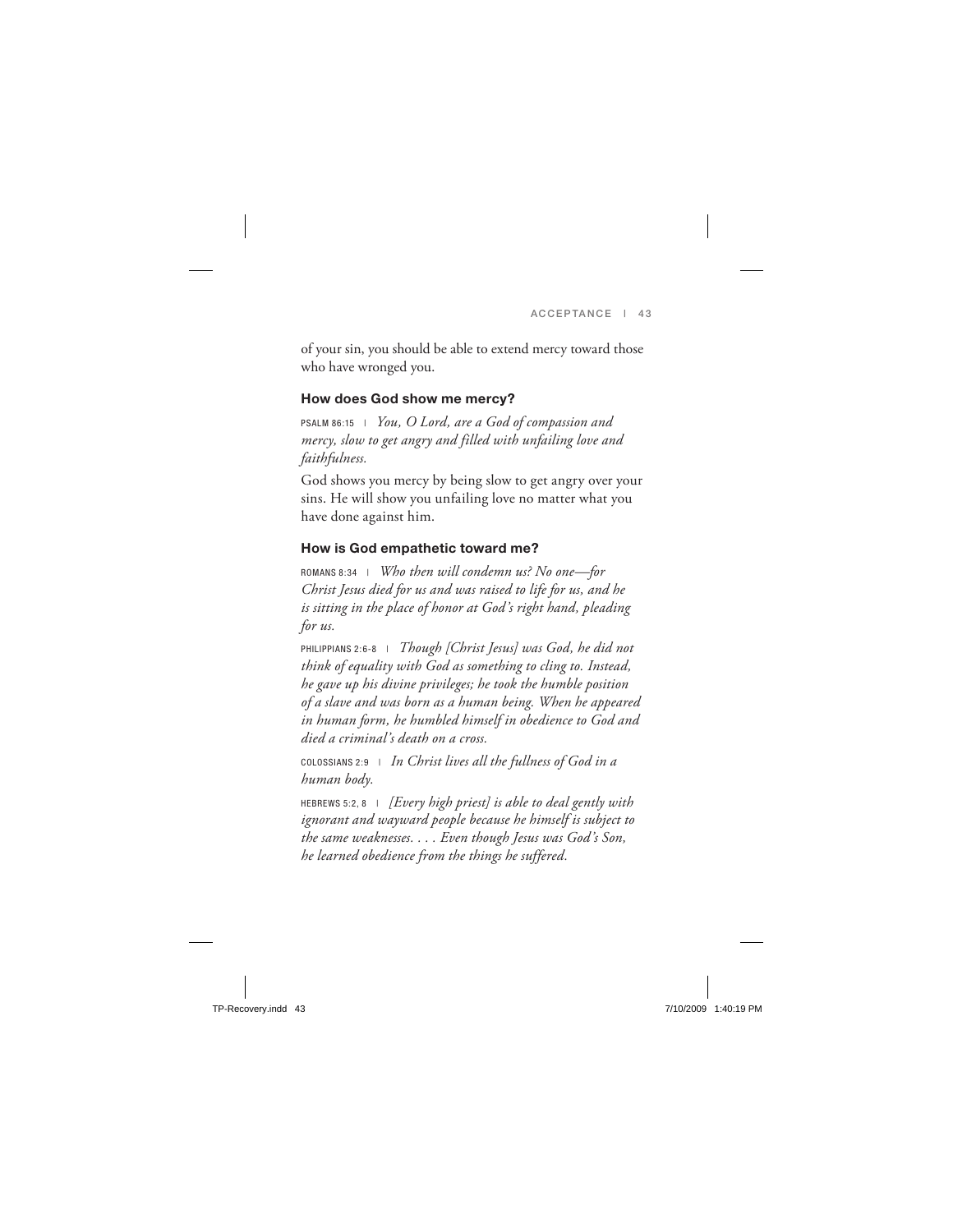of your sin, you should be able to extend mercy toward those who have wronged you.

### How does God show me mercy?

PSALM 86:15 | *You, O Lord, are a God of compassion and mercy, slow to get angry and filled with unfailing love and faithfulness.*

God shows you mercy by being slow to get angry over your sins. He will show you unfailing love no matter what you have done against him.

### How is God empathetic toward me?

ROMANS 8:34 | *Who then will condemn us? No one—for Christ Jesus died for us and was raised to life for us, and he is sitting in the place of honor at God's right hand, pleading for us.*

PHILIPPIANS 2:6-8 | *Though [Christ Jesus] was God, he did not think of equality with God as something to cling to. Instead, he gave up his divine privileges; he took the humble position of a slave and was born as a human being. When he appeared in human form, he humbled himself in obedience to God and died a criminal's death on a cross.*

COLOSSIANS 2:9 | *In Christ lives all the fullness of God in a human body.*

HEBREWS 5:2, 8 | *[Every high priest] is able to deal gently with ignorant and wayward people because he himself is subject to the same weaknesses. . . . Even though Jesus was God's Son, he learned obedience from the things he suffered.*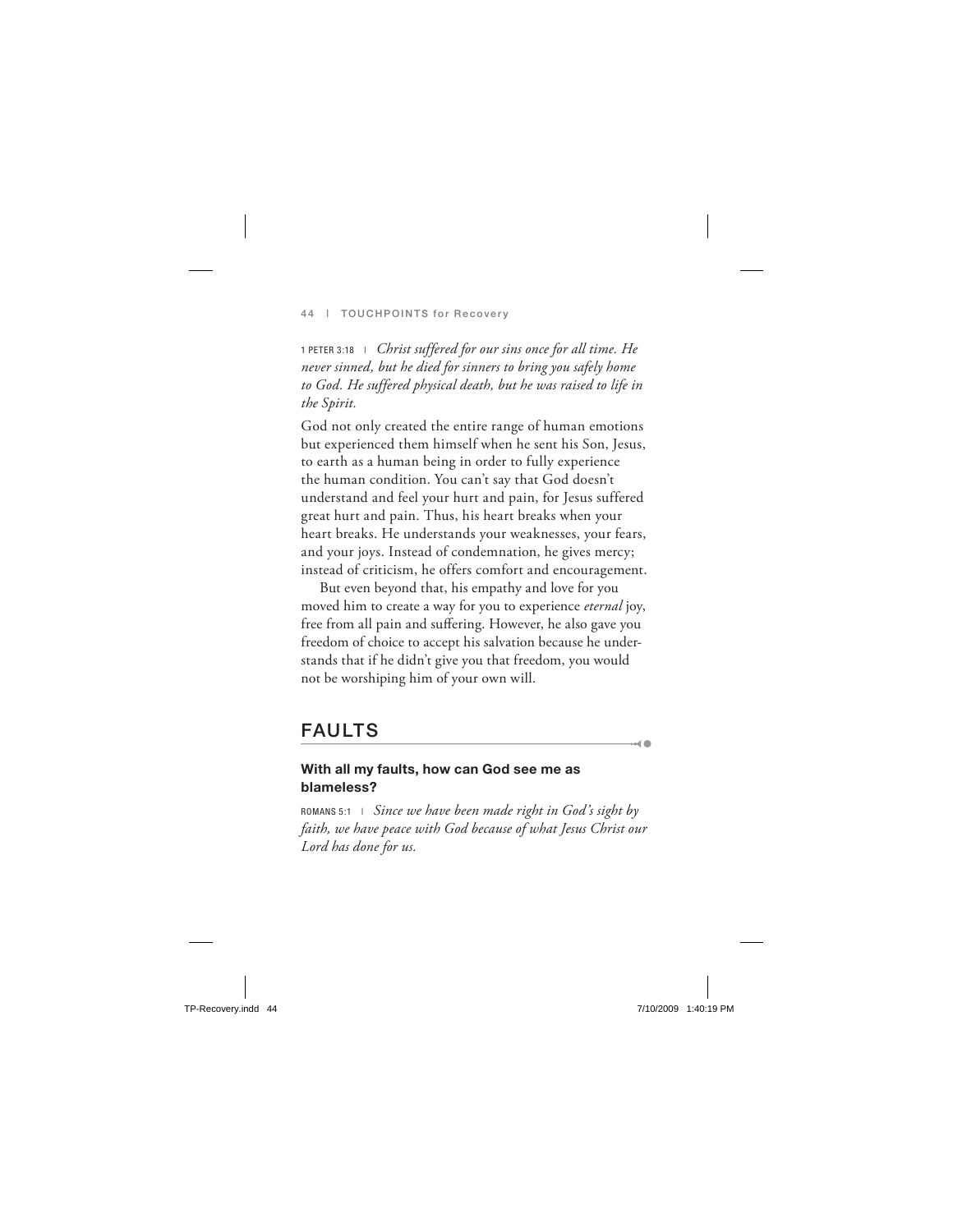1 PETER 3:18 | *Christ suffered for our sins once for all time. He never sinned, but he died for sinners to bring you safely home to God. He suffered physical death, but he was raised to life in the Spirit.*

God not only created the entire range of human emotions but experienced them himself when he sent his Son, Jesus, to earth as a human being in order to fully experience the human condition. You can't say that God doesn't understand and feel your hurt and pain, for Jesus suffered great hurt and pain. Thus, his heart breaks when your heart breaks. He understands your weaknesses, your fears, and your joys. Instead of condemnation, he gives mercy; instead of criticism, he offers comfort and encouragement.

But even beyond that, his empathy and love for you moved him to create a way for you to experience *eternal* joy, free from all pain and suffering. However, he also gave you freedom of choice to accept his salvation because he understands that if he didn't give you that freedom, you would not be worshiping him of your own will.

## FAULTS

### With all my faults, how can God see me as blameless?

ROMANS 5:1 | *Since we have been made right in God's sight by faith, we have peace with God because of what Jesus Christ our Lord has done for us.*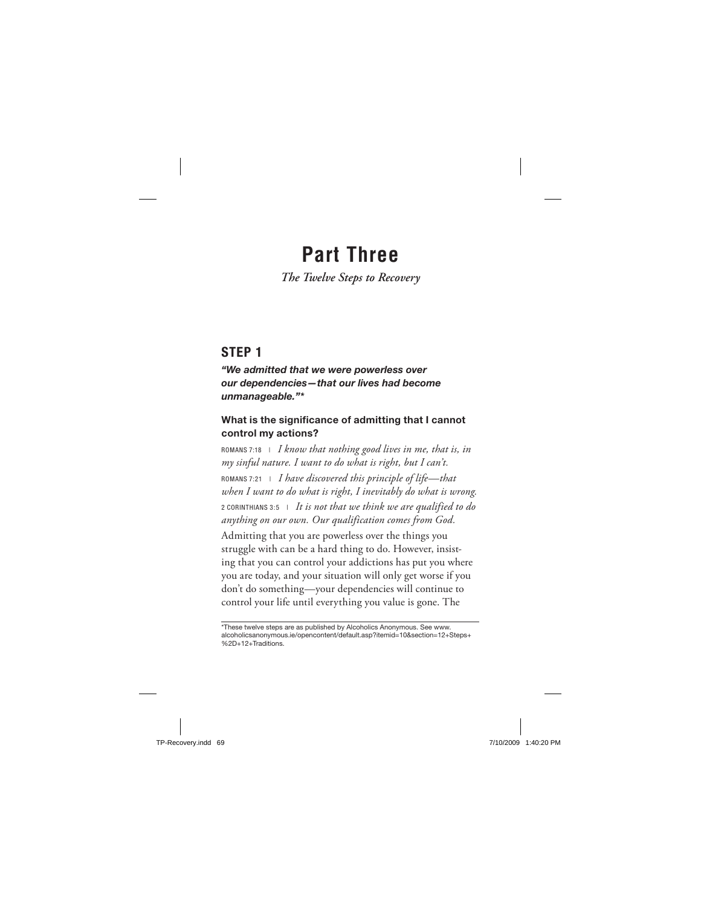# Part Three

*The Twelve Steps to Recovery*

## STEP 1

***"We admitted that we were powerless over our dependencies—that our lives had become unmanageable."****

### What is the significance of admitting that I cannot control my actions?

ROMANS 7:18 | *I know that nothing good lives in me, that is, in my sinful nature. I want to do what is right, but I can't.*

ROMANS 7:21 | *I have discovered this principle of life—that when I want to do what is right, I inevitably do what is wrong.*

2 CORINTHIANS 3:5 | *It is not that we think we are qualified to do anything on our own. Our qualification comes from God.*

Admitting that you are powerless over the things you struggle with can be a hard thing to do. However, insisting that you can control your addictions has put you where you are today, and your situation will only get worse if you don't do something—your dependencies will continue to control your life until everything you value is gone. The

*These twelve steps are as published by Alcoholics Anonymous. See www.alcoholicsanonymous.ie/opencontent/default.asp?itemid=10&section=12+Steps+%2D+12+Traditions.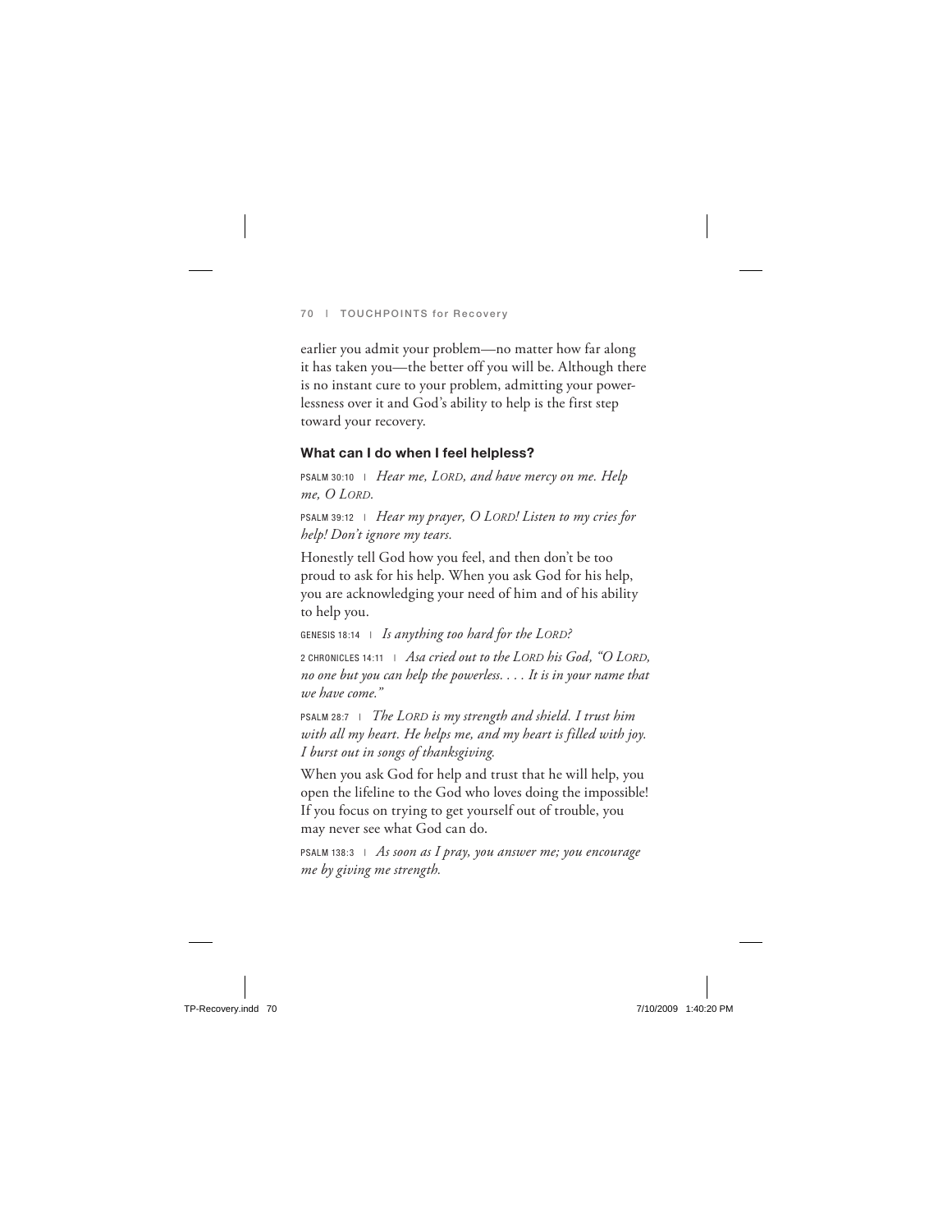earlier you admit your problem—no matter how far along it has taken you—the better off you will be. Although there is no instant cure to your problem, admitting your powerlessness over it and God's ability to help is the first step toward your recovery.

### What can I do when I feel helpless?

PSALM 30:10 | *Hear me, LORD, and have mercy on me. Help me, O LORD.*

PSALM 39:12 | *Hear my prayer, O LORD! Listen to my cries for help! Don't ignore my tears.*

Honestly tell God how you feel, and then don't be too proud to ask for his help. When you ask God for his help, you are acknowledging your need of him and of his ability to help you.

GENESIS 18:14 | *Is anything too hard for the LORD?*

2 CHRONICLES 14:11 | *Asa cried out to the LORD his God, "O LORD, no one but you can help the powerless. . . . It is in your name that we have come."*

PSALM 28:7 | *The LORD is my strength and shield. I trust him with all my heart. He helps me, and my heart is filled with joy. I burst out in songs of thanksgiving.*

When you ask God for help and trust that he will help, you open the lifeline to the God who loves doing the impossible! If you focus on trying to get yourself out of trouble, you may never see what God can do.

PSALM 138:3 | *As soon as I pray, you answer me; you encourage me by giving me strength.*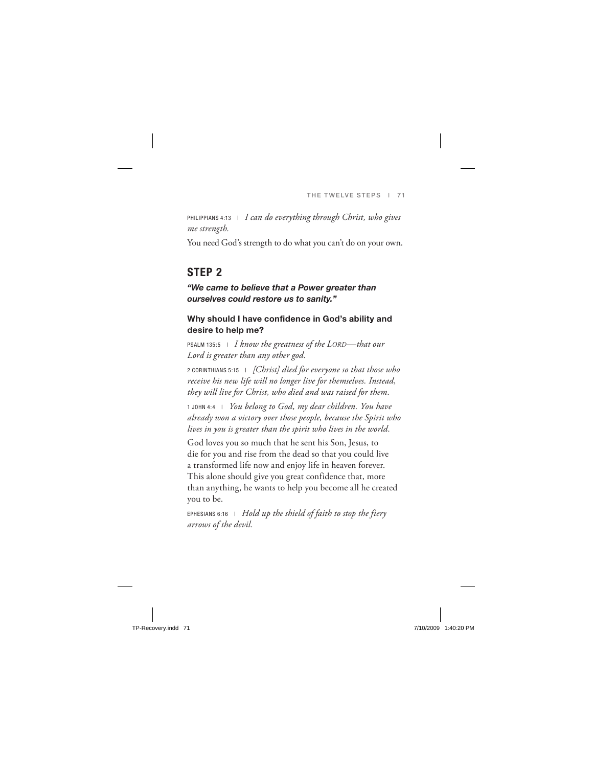PHILIPPIANS 4:13 | *I can do everything through Christ, who gives me strength.*

You need God's strength to do what you can't do on your own.

## STEP 2

***"We came to believe that a Power greater than ourselves could restore us to sanity."***

### Why should I have confidence in God's ability and desire to help me?

PSALM 135:5 | *I know the greatness of the LORD—that our Lord is greater than any other god.*

2 CORINTHIANS 5:15 | *[Christ] died for everyone so that those who receive his new life will no longer live for themselves. Instead, they will live for Christ, who died and was raised for them.*

1 JOHN 4:4 | *You belong to God, my dear children. You have already won a victory over those people, because the Spirit who lives in you is greater than the spirit who lives in the world.*

God loves you so much that he sent his Son, Jesus, to die for you and rise from the dead so that you could live a transformed life now and enjoy life in heaven forever. This alone should give you great confidence that, more than anything, he wants to help you become all he created you to be.

EPHESIANS 6:16 | *Hold up the shield of faith to stop the fiery arrows of the devil.*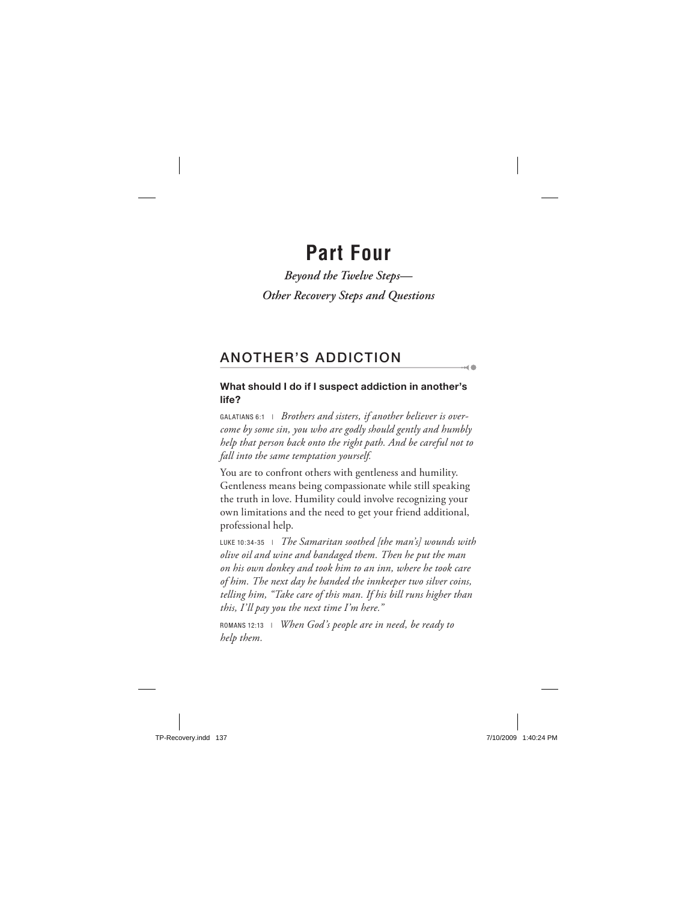# Part Four

*Beyond the Twelve Steps—*

*Other Recovery Steps and Questions*

## ANOTHER'S ADDICTION

### What should I do if I suspect addiction in another's life?

GALATIANS 6:1 | *Brothers and sisters, if another believer is overcome by some sin, you who are godly should gently and humbly help that person back onto the right path. And be careful not to fall into the same temptation yourself.*

You are to confront others with gentleness and humility. Gentleness means being compassionate while still speaking the truth in love. Humility could involve recognizing your own limitations and the need to get your friend additional, professional help.

LUKE 10:34-35 | *The Samaritan soothed [the man's] wounds with olive oil and wine and bandaged them. Then he put the man on his own donkey and took him to an inn, where he took care of him. The next day he handed the innkeeper two silver coins, telling him, "Take care of this man. If his bill runs higher than this, I'll pay you the next time I'm here."*

ROMANS 12:13 | *When God's people are in need, be ready to help them.*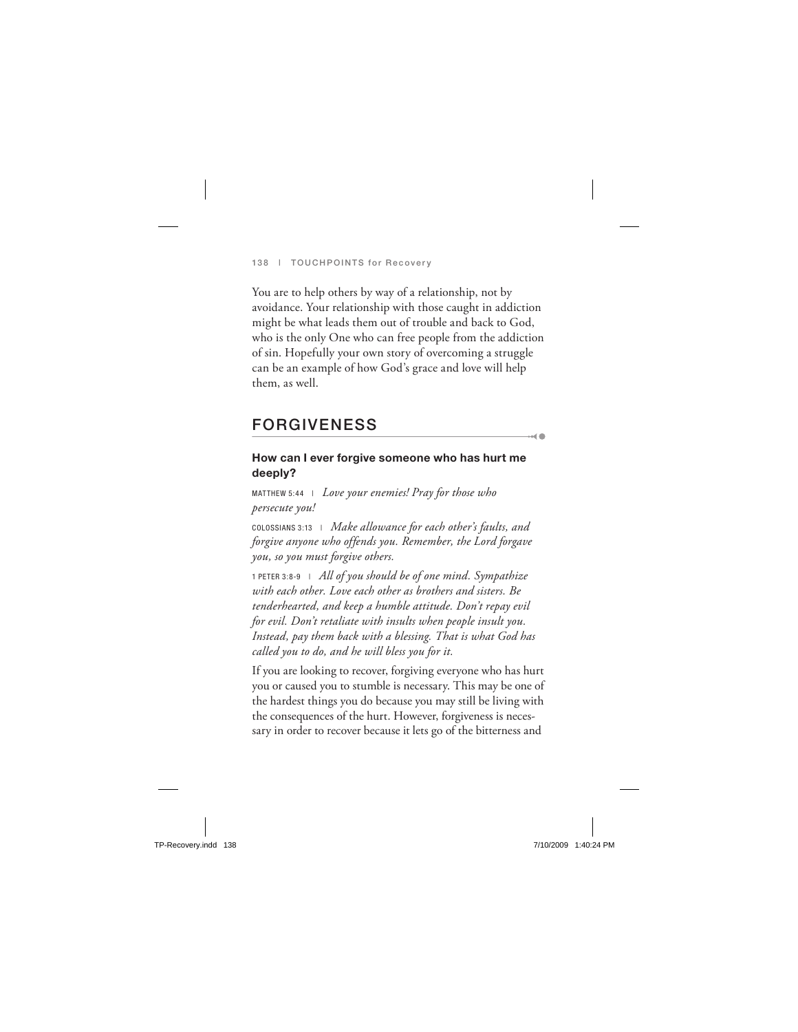You are to help others by way of a relationship, not by avoidance. Your relationship with those caught in addiction might be what leads them out of trouble and back to God, who is the only One who can free people from the addiction of sin. Hopefully your own story of overcoming a struggle can be an example of how God's grace and love will help them, as well.

## FORGIVENESS

### How can I ever forgive someone who has hurt me deeply?

MATTHEW 5:44 | *Love your enemies! Pray for those who persecute you!*

COLOSSIANS 3:13 | *Make allowance for each other's faults, and forgive anyone who offends you. Remember, the Lord forgave you, so you must forgive others.*

1 PETER 3:8-9 | *All of you should be of one mind. Sympathize with each other. Love each other as brothers and sisters. Be tenderhearted, and keep a humble attitude. Don't repay evil for evil. Don't retaliate with insults when people insult you. Instead, pay them back with a blessing. That is what God has called you to do, and he will bless you for it.*

If you are looking to recover, forgiving everyone who has hurt you or caused you to stumble is necessary. This may be one of the hardest things you do because you may still be living with the consequences of the hurt. However, forgiveness is necessary in order to recover because it lets go of the bitterness and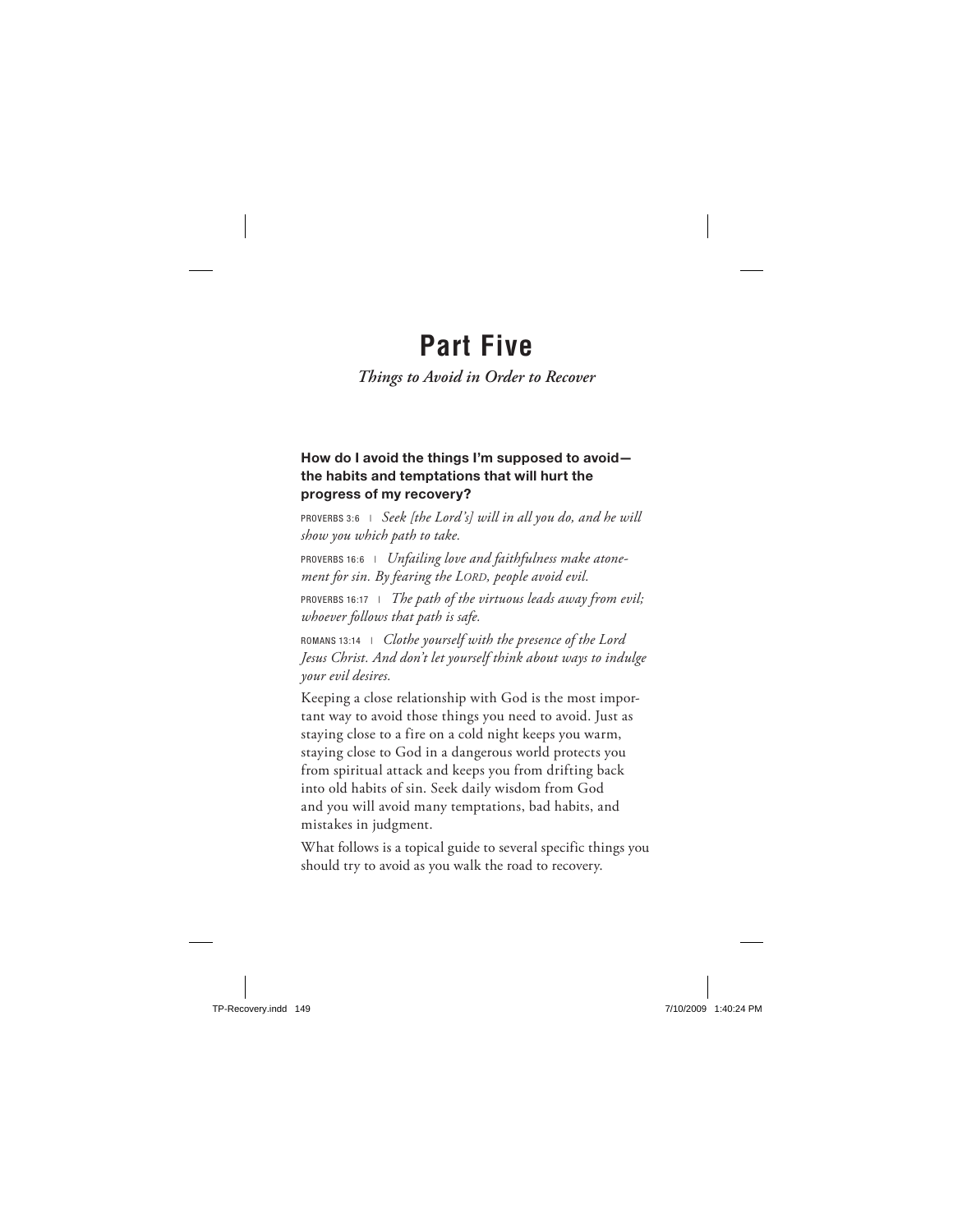# Part Five

*Things to Avoid in Order to Recover*

### How do I avoid the things I'm supposed to avoid—the habits and temptations that will hurt the progress of my recovery?

PROVERBS 3:6 | *Seek [the Lord's] will in all you do, and he will show you which path to take.*

PROVERBS 16:6 | *Unfailing love and faithfulness make atonement for sin. By fearing the LORD, people avoid evil.*

PROVERBS 16:17 | *The path of the virtuous leads away from evil; whoever follows that path is safe.*

ROMANS 13:14 | *Clothe yourself with the presence of the Lord Jesus Christ. And don't let yourself think about ways to indulge your evil desires.*

Keeping a close relationship with God is the most important way to avoid those things you need to avoid. Just as staying close to a fire on a cold night keeps you warm, staying close to God in a dangerous world protects you from spiritual attack and keeps you from drifting back into old habits of sin. Seek daily wisdom from God and you will avoid many temptations, bad habits, and mistakes in judgment.

What follows is a topical guide to several specific things you should try to avoid as you walk the road to recovery.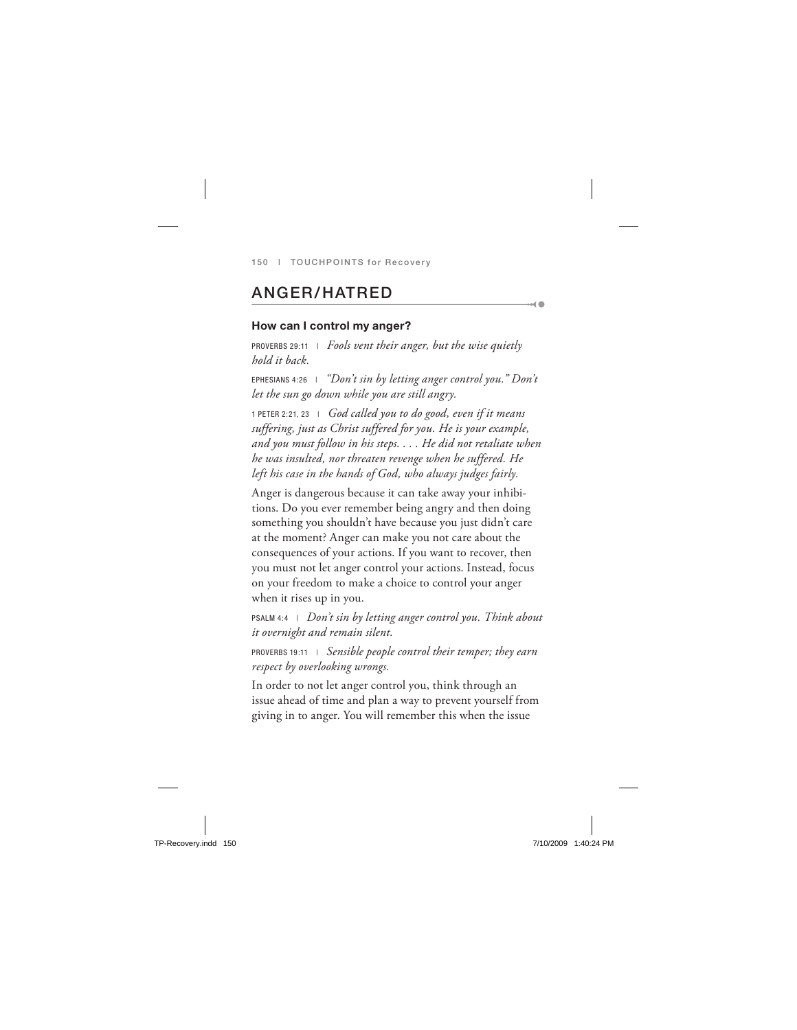## ANGER/HATRED

### How can I control my anger?

PROVERBS 29:11 | *Fools vent their anger, but the wise quietly hold it back.*

EPHESIANS 4:26 | *"Don't sin by letting anger control you." Don't let the sun go down while you are still angry.*

1 PETER 2:21, 23 | *God called you to do good, even if it means suffering, just as Christ suffered for you. He is your example, and you must follow in his steps. . . . He did not retaliate when he was insulted, nor threaten revenge when he suffered. He left his case in the hands of God, who always judges fairly.*

Anger is dangerous because it can take away your inhibitions. Do you ever remember being angry and then doing something you shouldn't have because you just didn't care at the moment? Anger can make you not care about the consequences of your actions. If you want to recover, then you must not let anger control your actions. Instead, focus on your freedom to make a choice to control your anger when it rises up in you.

PSALM 4:4 | *Don't sin by letting anger control you. Think about it overnight and remain silent.*

PROVERBS 19:11 | *Sensible people control their temper; they earn respect by overlooking wrongs.*

In order to not let anger control you, think through an issue ahead of time and plan a way to prevent yourself from giving in to anger. You will remember this when the issue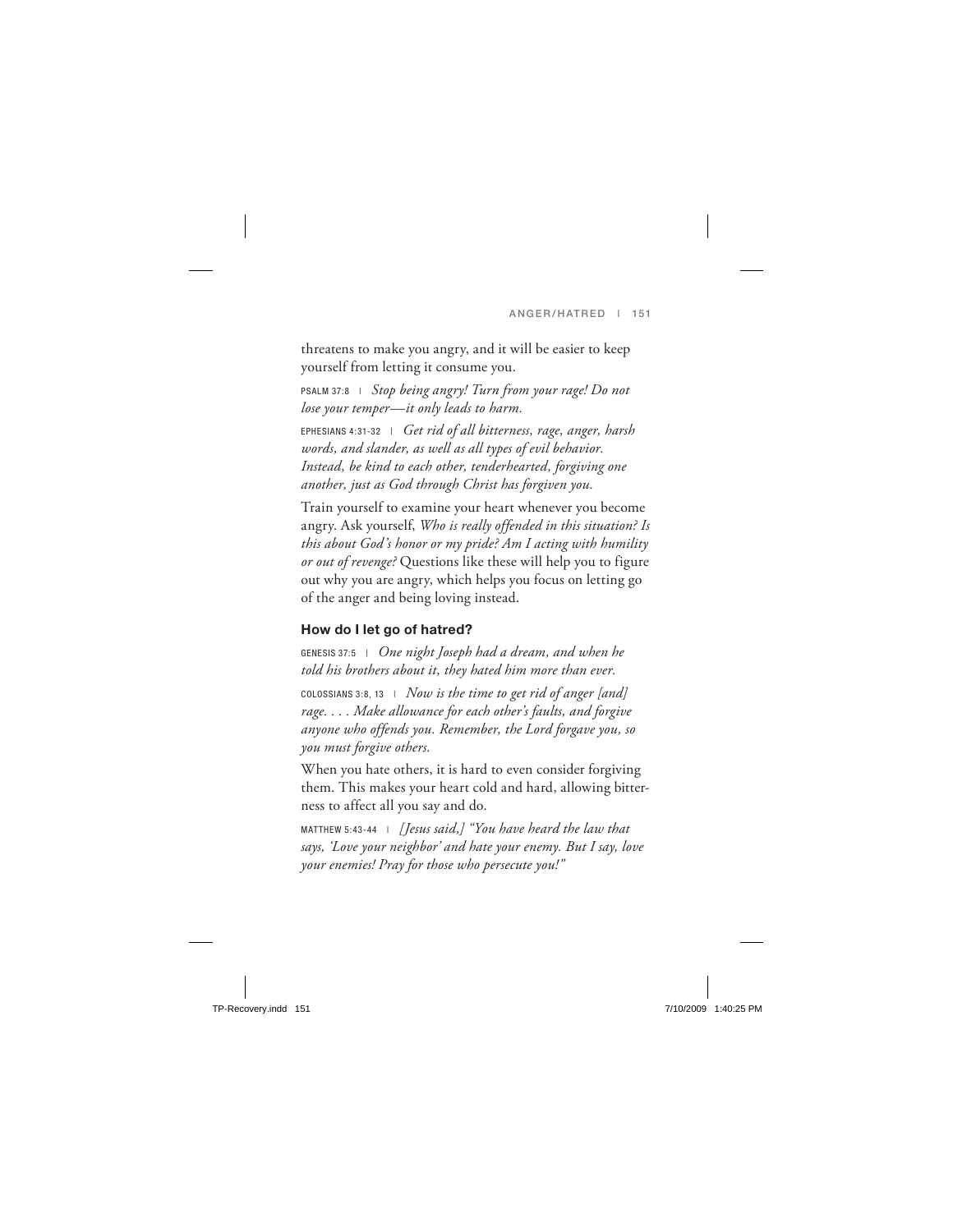threatens to make you angry, and it will be easier to keep yourself from letting it consume you.

PSALM 37:8 | *Stop being angry! Turn from your rage! Do not lose your temper—it only leads to harm.*

EPHESIANS 4:31-32 | *Get rid of all bitterness, rage, anger, harsh words, and slander, as well as all types of evil behavior. Instead, be kind to each other, tenderhearted, forgiving one another, just as God through Christ has forgiven you.*

Train yourself to examine your heart whenever you become angry. Ask yourself, *Who is really offended in this situation? Is this about God's honor or my pride? Am I acting with humility or out of revenge?* Questions like these will help you to figure out why you are angry, which helps you focus on letting go of the anger and being loving instead.

### How do I let go of hatred?

GENESIS 37:5 | *One night Joseph had a dream, and when he told his brothers about it, they hated him more than ever.*

COLOSSIANS 3:8, 13 | *Now is the time to get rid of anger [and] rage. . . . Make allowance for each other's faults, and forgive anyone who offends you. Remember, the Lord forgave you, so you must forgive others.*

When you hate others, it is hard to even consider forgiving them. This makes your heart cold and hard, allowing bitterness to affect all you say and do.

MATTHEW 5:43-44 | *[Jesus said,] "You have heard the law that says, 'Love your neighbor' and hate your enemy. But I say, love your enemies! Pray for those who persecute you!"*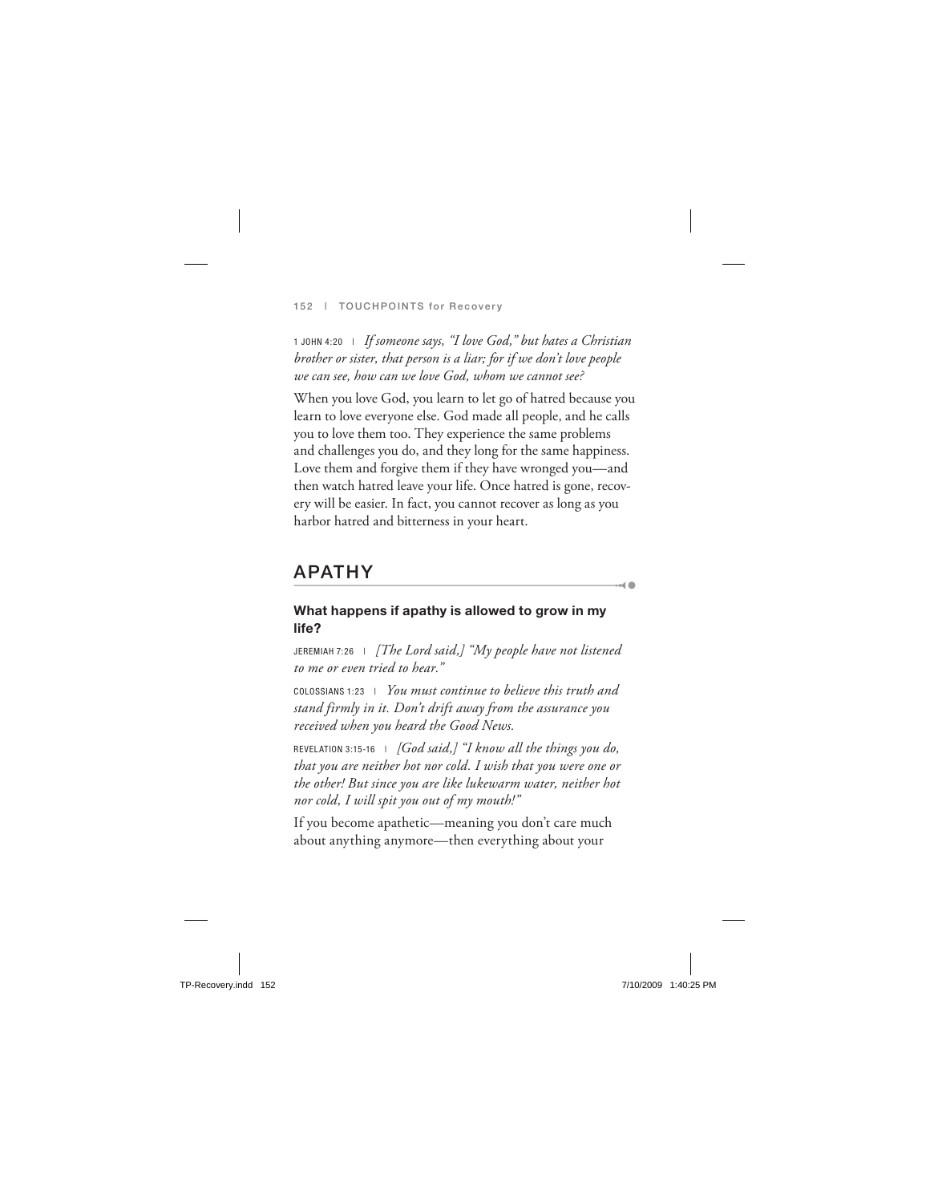1 JOHN 4:20 | *If someone says, "I love God," but hates a Christian brother or sister, that person is a liar; for if we don't love people we can see, how can we love God, whom we cannot see?*

When you love God, you learn to let go of hatred because you learn to love everyone else. God made all people, and he calls you to love them too. They experience the same problems and challenges you do, and they long for the same happiness. Love them and forgive them if they have wronged you—and then watch hatred leave your life. Once hatred is gone, recovery will be easier. In fact, you cannot recover as long as you harbor hatred and bitterness in your heart.

## APATHY

### What happens if apathy is allowed to grow in my life?

JEREMIAH 7:26 | *[The Lord said,] "My people have not listened to me or even tried to hear."*

COLOSSIANS 1:23 | *You must continue to believe this truth and stand firmly in it. Don't drift away from the assurance you received when you heard the Good News.*

REVELATION 3:15-16 | *[God said,] "I know all the things you do, that you are neither hot nor cold. I wish that you were one or the other! But since you are like lukewarm water, neither hot nor cold, I will spit you out of my mouth!"*

If you become apathetic—meaning you don't care much about anything anymore—then everything about your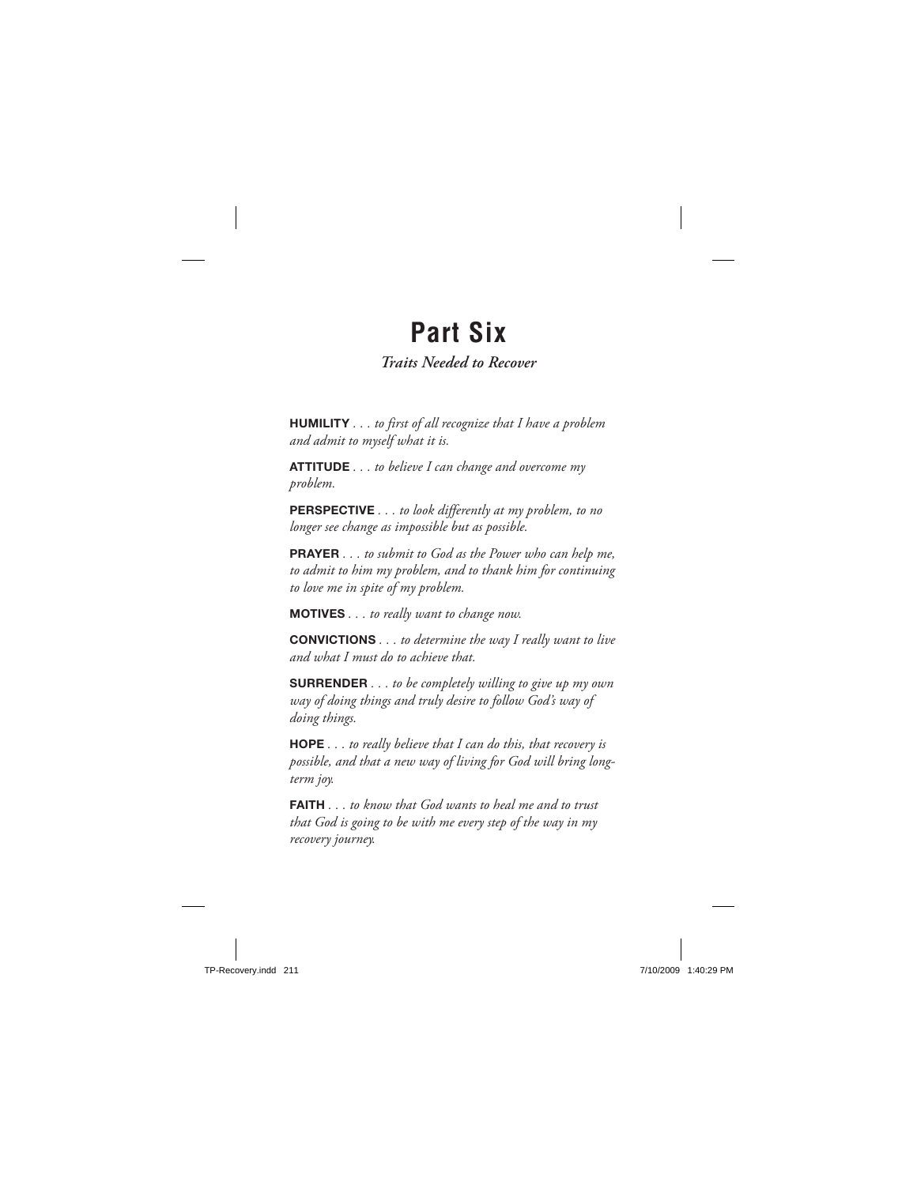# Part Six

*Traits Needed to Recover*

**HUMILITY** . . . *to first of all recognize that I have a problem and admit to myself what it is.*

**ATTITUDE** . . . *to believe I can change and overcome my problem.*

**PERSPECTIVE** . . . *to look differently at my problem, to no longer see change as impossible but as possible.*

**PRAYER** . . . *to submit to God as the Power who can help me, to admit to him my problem, and to thank him for continuing to love me in spite of my problem.*

**MOTIVES** . . . *to really want to change now.*

**CONVICTIONS** . . . *to determine the way I really want to live and what I must do to achieve that.*

**SURRENDER** . . . *to be completely willing to give up my own way of doing things and truly desire to follow God's way of doing things.*

**HOPE** . . . *to really believe that I can do this, that recovery is possible, and that a new way of living for God will bring long-term joy.*

**FAITH** . . . *to know that God wants to heal me and to trust that God is going to be with me every step of the way in my recovery journey.*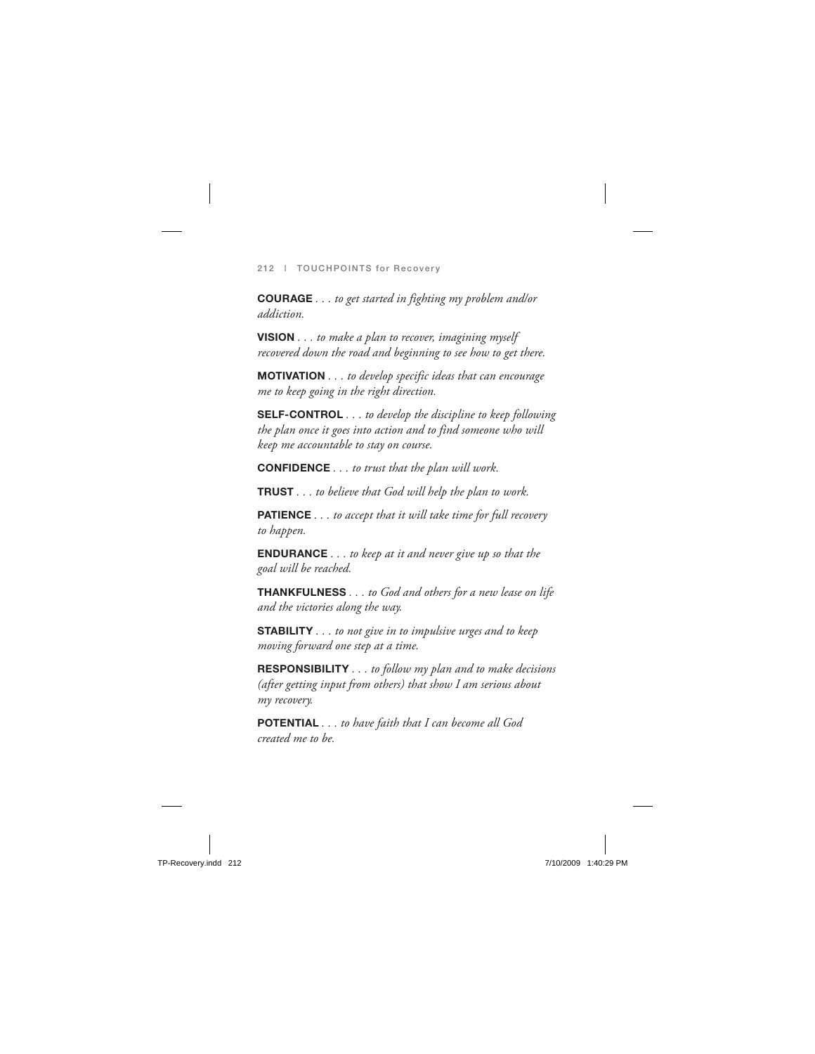**COURAGE** . . . *to get started in fighting my problem and/or addiction.*

**VISION** . . . *to make a plan to recover, imagining myself recovered down the road and beginning to see how to get there.*

**MOTIVATION** . . . *to develop specific ideas that can encourage me to keep going in the right direction.*

**SELF-CONTROL** . . . *to develop the discipline to keep following the plan once it goes into action and to find someone who will keep me accountable to stay on course.*

**CONFIDENCE** . . . *to trust that the plan will work.*

**TRUST** . . . *to believe that God will help the plan to work.*

**PATIENCE** . . . *to accept that it will take time for full recovery to happen.*

**ENDURANCE** . . . *to keep at it and never give up so that the goal will be reached.*

**THANKFULNESS** . . . *to God and others for a new lease on life and the victories along the way.*

**STABILITY** . . . *to not give in to impulsive urges and to keep moving forward one step at a time.*

**RESPONSIBILITY** . . . *to follow my plan and to make decisions (after getting input from others) that show I am serious about my recovery.*

**POTENTIAL** . . . *to have faith that I can become all God created me to be.*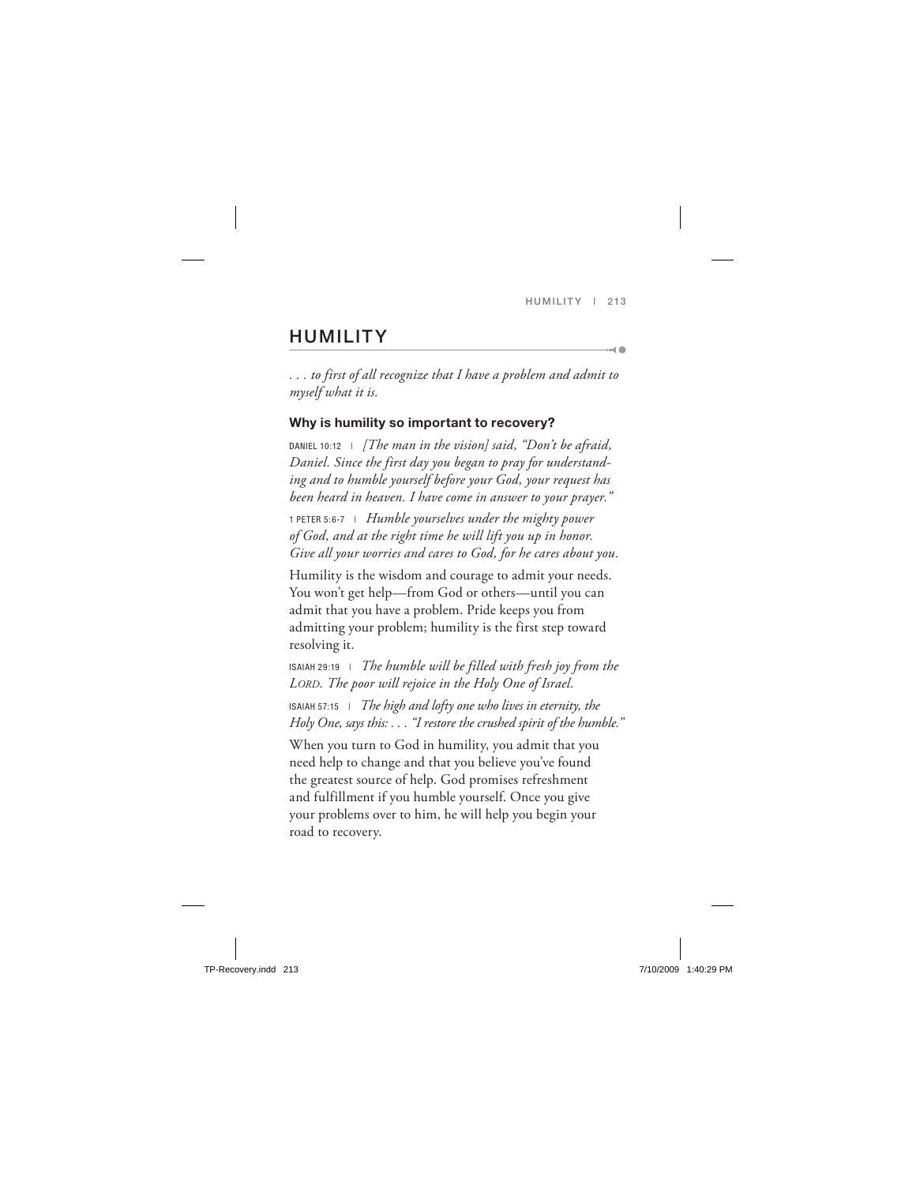# HUMILITY

*. . . to first of all recognize that I have a problem and admit to myself what it is.*

### Why is humility so important to recovery?

DANIEL 10:12 | *[The man in the vision] said, "Don't be afraid, Daniel. Since the first day you began to pray for understanding and to humble yourself before your God, your request has been heard in heaven. I have come in answer to your prayer."*

1 PETER 5:6-7 | *Humble yourselves under the mighty power of God, and at the right time he will lift you up in honor. Give all your worries and cares to God, for he cares about you.*

Humility is the wisdom and courage to admit your needs. You won't get help—from God or others—until you can admit that you have a problem. Pride keeps you from admitting your problem; humility is the first step toward resolving it.

ISAIAH 29:19 | *The humble will be filled with fresh joy from the LORD. The poor will rejoice in the Holy One of Israel.*

ISAIAH 57:15 | *The high and lofty one who lives in eternity, the Holy One, says this: . . . "I restore the crushed spirit of the humble."*

When you turn to God in humility, you admit that you need help to change and that you believe you've found the greatest source of help. God promises refreshment and fulfillment if you humble yourself. Once you give your problems over to him, he will help you begin your road to recovery.